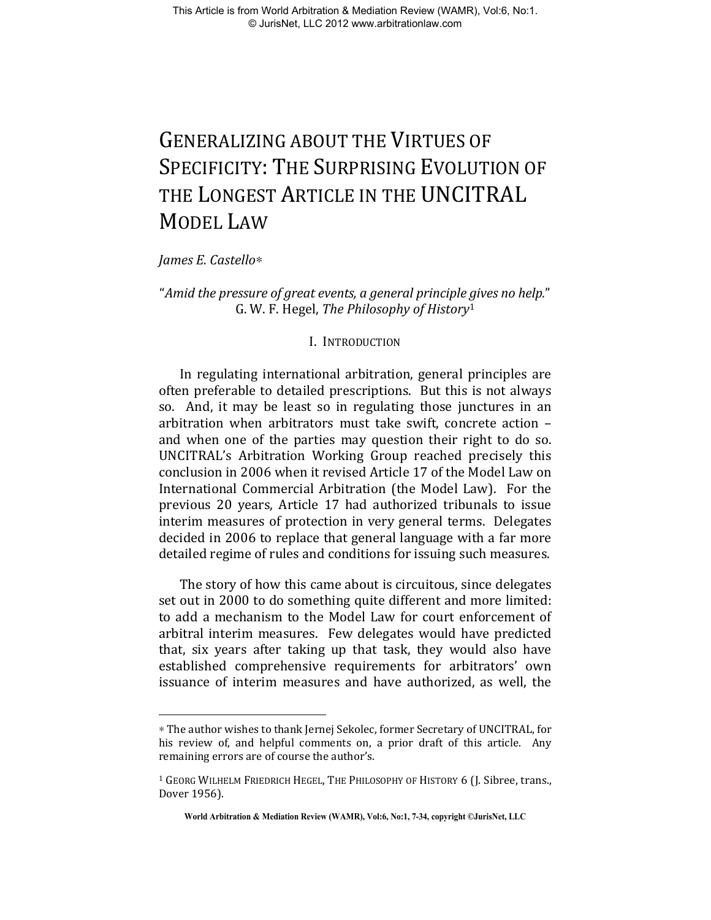# GENERALIZING ABOUT THE VIRTUES OF SPECIFICITY: THE SURPRISING EVOLUTION OF THE LONGEST ARTICLE IN THE UNCITRAL MODEL LAW

*James E. Castello*∗

"*Amid the pressure of great events, a general principle gives no help.*"
G. W. F. Hegel, *The Philosophy of History*[1]

## I. INTRODUCTION

In regulating international arbitration, general principles are often preferable to detailed prescriptions. But this is not always so. And, it may be least so in regulating those junctures in an arbitration when arbitrators must take swift, concrete action – and when one of the parties may question their right to do so. UNCITRAL's Arbitration Working Group reached precisely this conclusion in 2006 when it revised Article 17 of the Model Law on International Commercial Arbitration (the Model Law). For the previous 20 years, Article 17 had authorized tribunals to issue interim measures of protection in very general terms. Delegates decided in 2006 to replace that general language with a far more detailed regime of rules and conditions for issuing such measures.

The story of how this came about is circuitous, since delegates set out in 2000 to do something quite different and more limited: to add a mechanism to the Model Law for court enforcement of arbitral interim measures. Few delegates would have predicted that, six years after taking up that task, they would also have established comprehensive requirements for arbitrators' own issuance of interim measures and have authorized, as well, the

---

∗ The author wishes to thank Jernej Sekolec, former Secretary of UNCITRAL, for his review of, and helpful comments on, a prior draft of this article. Any remaining errors are of course the author's.

[1] GEORG WILHELM FRIEDRICH HEGEL, THE PHILOSOPHY OF HISTORY 6 (J. Sibree, trans., Dover 1956).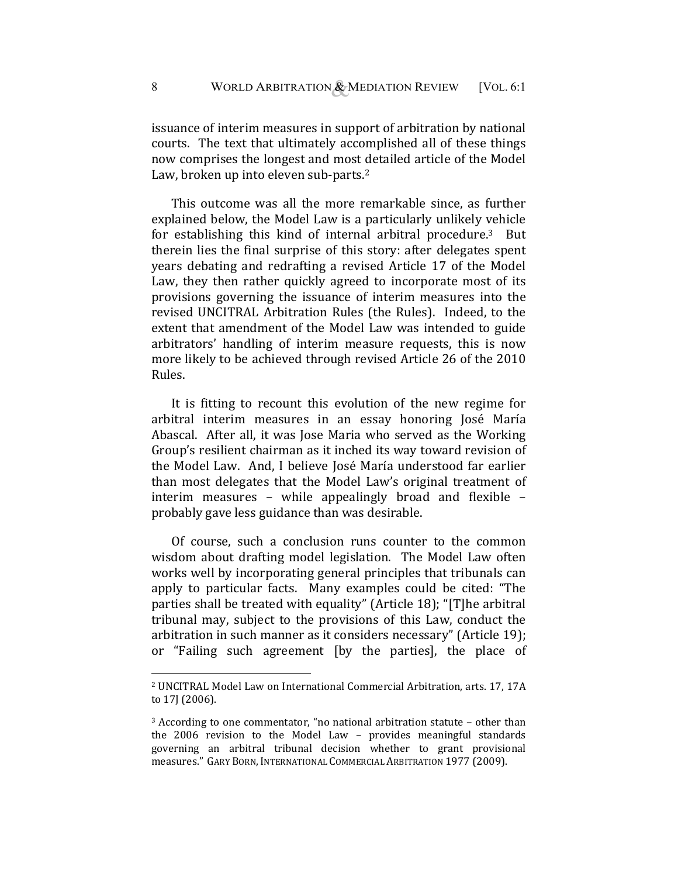issuance of interim measures in support of arbitration by national courts. The text that ultimately accomplished all of these things now comprises the longest and most detailed article of the Model Law, broken up into eleven sub-parts.[2]

This outcome was all the more remarkable since, as further explained below, the Model Law is a particularly unlikely vehicle for establishing this kind of internal arbitral procedure.[3] But therein lies the final surprise of this story: after delegates spent years debating and redrafting a revised Article 17 of the Model Law, they then rather quickly agreed to incorporate most of its provisions governing the issuance of interim measures into the revised UNCITRAL Arbitration Rules (the Rules). Indeed, to the extent that amendment of the Model Law was intended to guide arbitrators' handling of interim measure requests, this is now more likely to be achieved through revised Article 26 of the 2010 Rules.

It is fitting to recount this evolution of the new regime for arbitral interim measures in an essay honoring José María Abascal. After all, it was Jose Maria who served as the Working Group's resilient chairman as it inched its way toward revision of the Model Law. And, I believe José María understood far earlier than most delegates that the Model Law's original treatment of interim measures – while appealingly broad and flexible – probably gave less guidance than was desirable.

Of course, such a conclusion runs counter to the common wisdom about drafting model legislation. The Model Law often works well by incorporating general principles that tribunals can apply to particular facts. Many examples could be cited: "The parties shall be treated with equality" (Article 18); "[T]he arbitral tribunal may, subject to the provisions of this Law, conduct the arbitration in such manner as it considers necessary" (Article 19); or "Failing such agreement [by the parties], the place of

---

[2] UNCITRAL Model Law on International Commercial Arbitration, arts. 17, 17A to 17J (2006).

[3] According to one commentator, "no national arbitration statute – other than the 2006 revision to the Model Law – provides meaningful standards governing an arbitral tribunal decision whether to grant provisional measures." GARY BORN, INTERNATIONAL COMMERCIAL ARBITRATION 1977 (2009).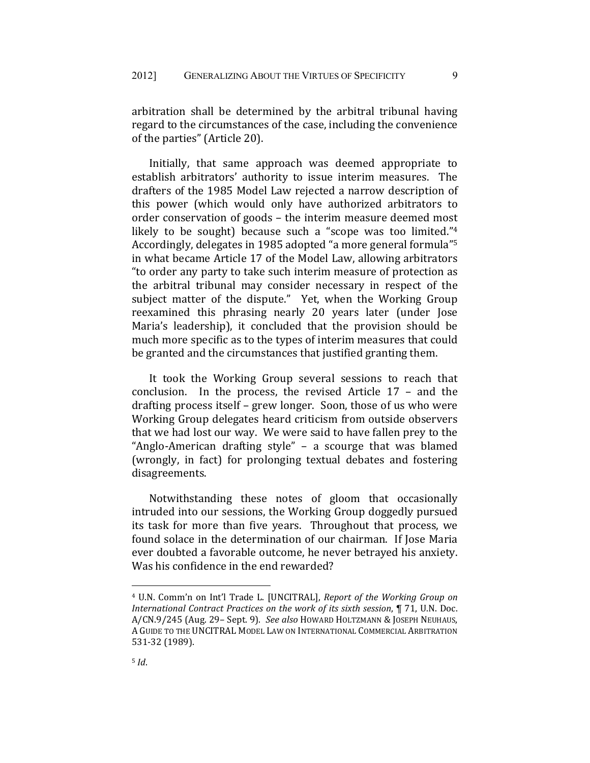arbitration shall be determined by the arbitral tribunal having regard to the circumstances of the case, including the convenience of the parties" (Article 20).

Initially, that same approach was deemed appropriate to establish arbitrators' authority to issue interim measures. The drafters of the 1985 Model Law rejected a narrow description of this power (which would only have authorized arbitrators to order conservation of goods – the interim measure deemed most likely to be sought) because such a "scope was too limited."[4] Accordingly, delegates in 1985 adopted "a more general formula"[5] in what became Article 17 of the Model Law, allowing arbitrators "to order any party to take such interim measure of protection as the arbitral tribunal may consider necessary in respect of the subject matter of the dispute." Yet, when the Working Group reexamined this phrasing nearly 20 years later (under Jose Maria's leadership), it concluded that the provision should be much more specific as to the types of interim measures that could be granted and the circumstances that justified granting them.

It took the Working Group several sessions to reach that conclusion. In the process, the revised Article 17 – and the drafting process itself – grew longer. Soon, those of us who were Working Group delegates heard criticism from outside observers that we had lost our way. We were said to have fallen prey to the "Anglo-American drafting style" – a scourge that was blamed (wrongly, in fact) for prolonging textual debates and fostering disagreements.

Notwithstanding these notes of gloom that occasionally intruded into our sessions, the Working Group doggedly pursued its task for more than five years. Throughout that process, we found solace in the determination of our chairman. If Jose Maria ever doubted a favorable outcome, he never betrayed his anxiety. Was his confidence in the end rewarded?

---

[4] U.N. Comm'n on Int'l Trade L. [UNCITRAL], *Report of the Working Group on International Contract Practices on the work of its sixth session*, ¶ 71, U.N. Doc. A/CN.9/245 (Aug. 29– Sept. 9). *See also* HOWARD HOLTZMANN & JOSEPH NEUHAUS, A GUIDE TO THE UNCITRAL MODEL LAW ON INTERNATIONAL COMMERCIAL ARBITRATION 531-32 (1989).

[5] *Id*.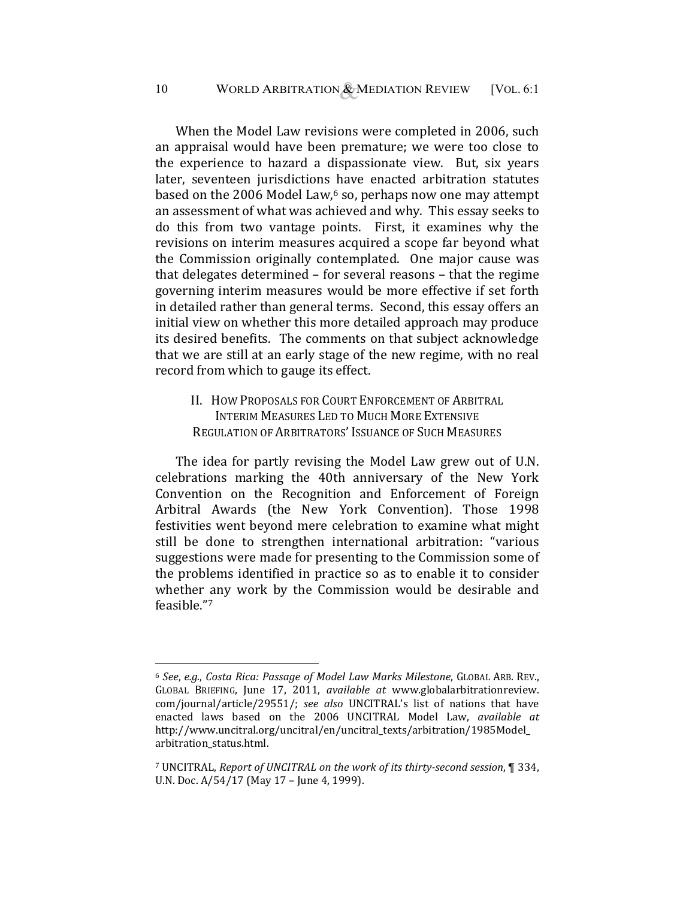When the Model Law revisions were completed in 2006, such an appraisal would have been premature; we were too close to the experience to hazard a dispassionate view. But, six years later, seventeen jurisdictions have enacted arbitration statutes based on the 2006 Model Law,[6] so, perhaps now one may attempt an assessment of what was achieved and why. This essay seeks to do this from two vantage points. First, it examines why the revisions on interim measures acquired a scope far beyond what the Commission originally contemplated. One major cause was that delegates determined – for several reasons – that the regime governing interim measures would be more effective if set forth in detailed rather than general terms. Second, this essay offers an initial view on whether this more detailed approach may produce its desired benefits. The comments on that subject acknowledge that we are still at an early stage of the new regime, with no real record from which to gauge its effect.

## II. How Proposals for Court Enforcement of Arbitral Interim Measures Led to Much More Extensive Regulation of Arbitrators' Issuance of Such Measures

The idea for partly revising the Model Law grew out of U.N. celebrations marking the 40th anniversary of the New York Convention on the Recognition and Enforcement of Foreign Arbitral Awards (the New York Convention). Those 1998 festivities went beyond mere celebration to examine what might still be done to strengthen international arbitration: "various suggestions were made for presenting to the Commission some of the problems identified in practice so as to enable it to consider whether any work by the Commission would be desirable and feasible."[7]

---

[6] *See*, *e.g.*, *Costa Rica: Passage of Model Law Marks Milestone*, Global Arb. Rev., Global Briefing, June 17, 2011, *available at* www.globalarbitrationreview.com/journal/article/29551/; *see also* UNCITRAL's list of nations that have enacted laws based on the 2006 UNCITRAL Model Law, *available at* http://www.uncitral.org/uncitral/en/uncitral_texts/arbitration/1985Model_arbitration_status.html.

[7] UNCITRAL, *Report of UNCITRAL on the work of its thirty-second session*, ¶ 334, U.N. Doc. A/54/17 (May 17 – June 4, 1999).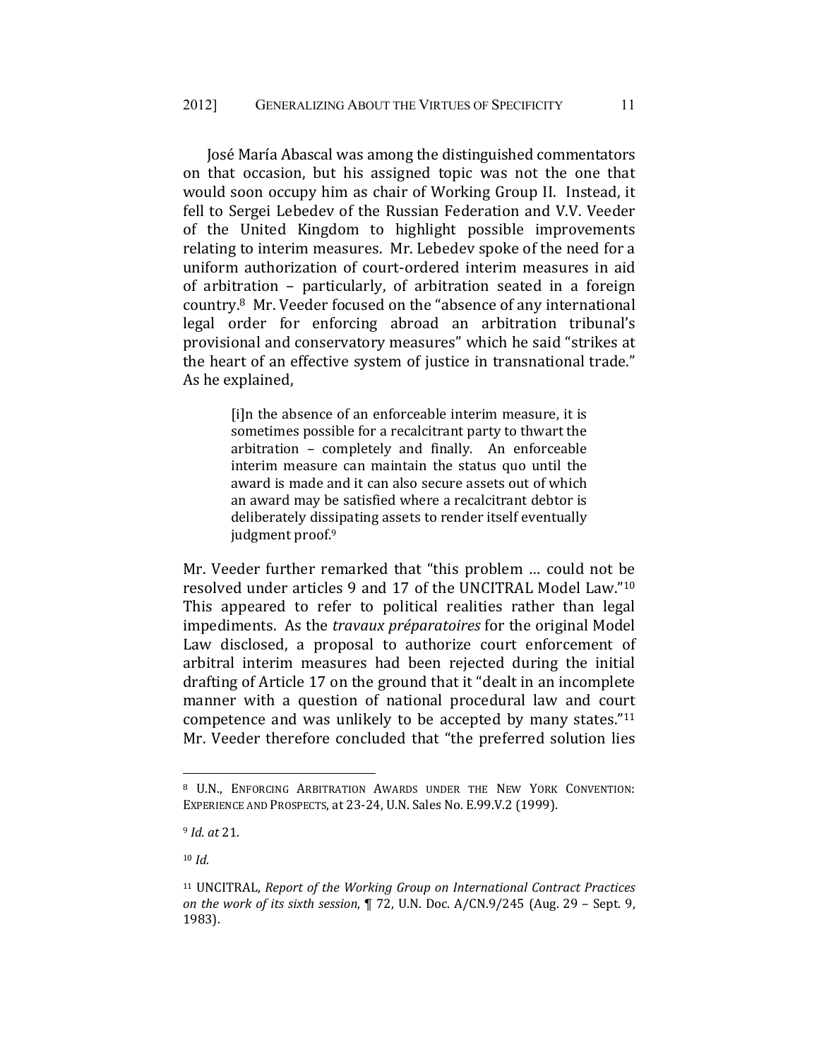José María Abascal was among the distinguished commentators on that occasion, but his assigned topic was not the one that would soon occupy him as chair of Working Group II. Instead, it fell to Sergei Lebedev of the Russian Federation and V.V. Veeder of the United Kingdom to highlight possible improvements relating to interim measures. Mr. Lebedev spoke of the need for a uniform authorization of court-ordered interim measures in aid of arbitration – particularly, of arbitration seated in a foreign country.[8] Mr. Veeder focused on the "absence of any international legal order for enforcing abroad an arbitration tribunal's provisional and conservatory measures" which he said "strikes at the heart of an effective system of justice in transnational trade." As he explained,

> [i]n the absence of an enforceable interim measure, it is sometimes possible for a recalcitrant party to thwart the arbitration – completely and finally. An enforceable interim measure can maintain the status quo until the award is made and it can also secure assets out of which an award may be satisfied where a recalcitrant debtor is deliberately dissipating assets to render itself eventually judgment proof.[9]

Mr. Veeder further remarked that "this problem … could not be resolved under articles 9 and 17 of the UNCITRAL Model Law."[10] This appeared to refer to political realities rather than legal impediments. As the *travaux préparatoires* for the original Model Law disclosed, a proposal to authorize court enforcement of arbitral interim measures had been rejected during the initial drafting of Article 17 on the ground that it "dealt in an incomplete manner with a question of national procedural law and court competence and was unlikely to be accepted by many states."[11] Mr. Veeder therefore concluded that "the preferred solution lies

---

[8] U.N., ENFORCING ARBITRATION AWARDS UNDER THE NEW YORK CONVENTION: EXPERIENCE AND PROSPECTS, at 23-24, U.N. Sales No. E.99.V.2 (1999).

[9] *Id. at* 21.

[10] *Id.*

[11] UNCITRAL, *Report of the Working Group on International Contract Practices on the work of its sixth session*, ¶ 72, U.N. Doc. A/CN.9/245 (Aug. 29 – Sept. 9, 1983).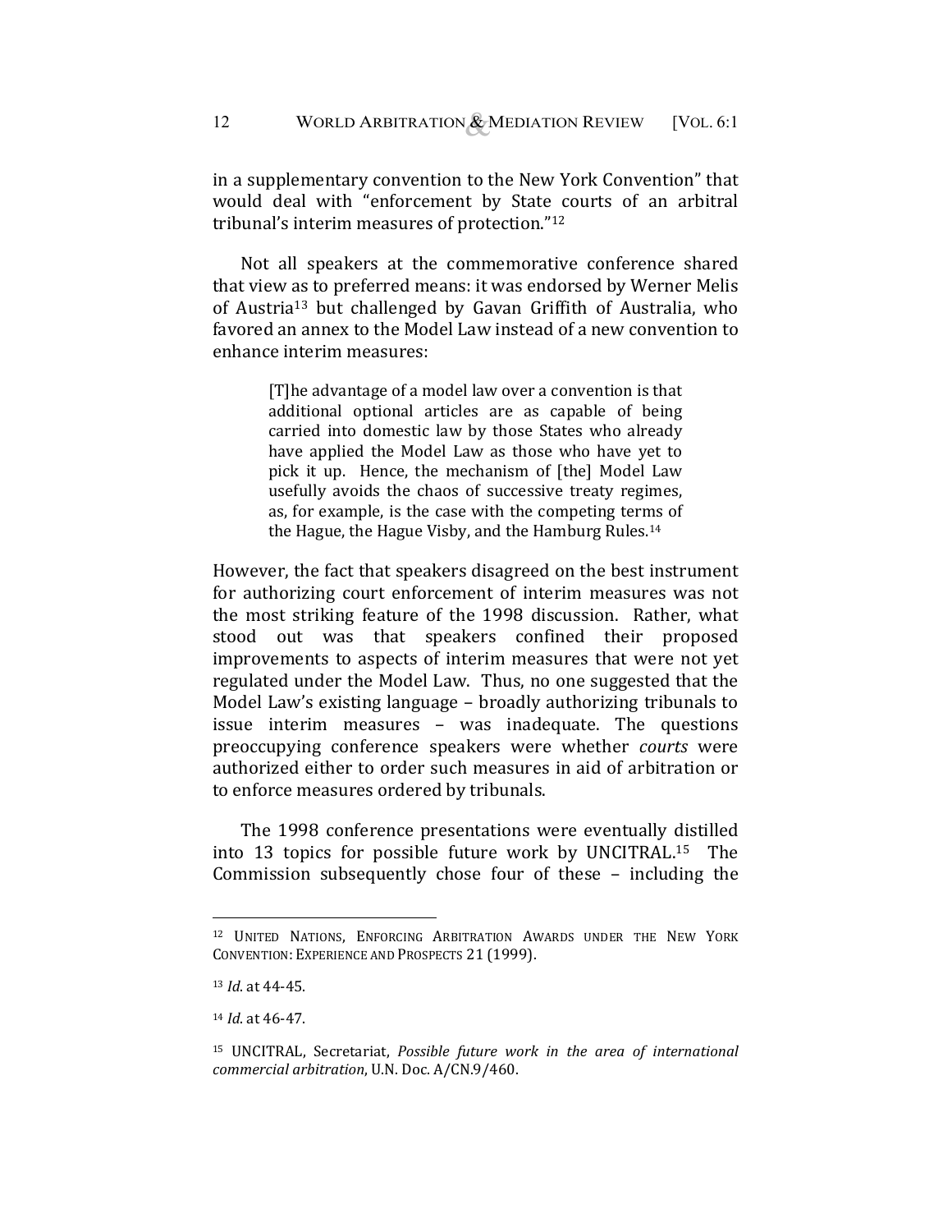in a supplementary convention to the New York Convention" that would deal with "enforcement by State courts of an arbitral tribunal's interim measures of protection."[12]

Not all speakers at the commemorative conference shared that view as to preferred means: it was endorsed by Werner Melis of Austria[13] but challenged by Gavan Griffith of Australia, who favored an annex to the Model Law instead of a new convention to enhance interim measures:

> [T]he advantage of a model law over a convention is that additional optional articles are as capable of being carried into domestic law by those States who already have applied the Model Law as those who have yet to pick it up. Hence, the mechanism of [the] Model Law usefully avoids the chaos of successive treaty regimes, as, for example, is the case with the competing terms of the Hague, the Hague Visby, and the Hamburg Rules.[14]

However, the fact that speakers disagreed on the best instrument for authorizing court enforcement of interim measures was not the most striking feature of the 1998 discussion. Rather, what stood out was that speakers confined their proposed improvements to aspects of interim measures that were not yet regulated under the Model Law. Thus, no one suggested that the Model Law's existing language – broadly authorizing tribunals to issue interim measures – was inadequate. The questions preoccupying conference speakers were whether *courts* were authorized either to order such measures in aid of arbitration or to enforce measures ordered by tribunals.

The 1998 conference presentations were eventually distilled into 13 topics for possible future work by UNCITRAL.[15] The Commission subsequently chose four of these – including the

---

[12] UNITED NATIONS, ENFORCING ARBITRATION AWARDS UNDER THE NEW YORK CONVENTION: EXPERIENCE AND PROSPECTS 21 (1999).

[13] *Id.* at 44-45.

[14] *Id.* at 46-47.

[15] UNCITRAL, Secretariat, *Possible future work in the area of international commercial arbitration*, U.N. Doc. A/CN.9/460.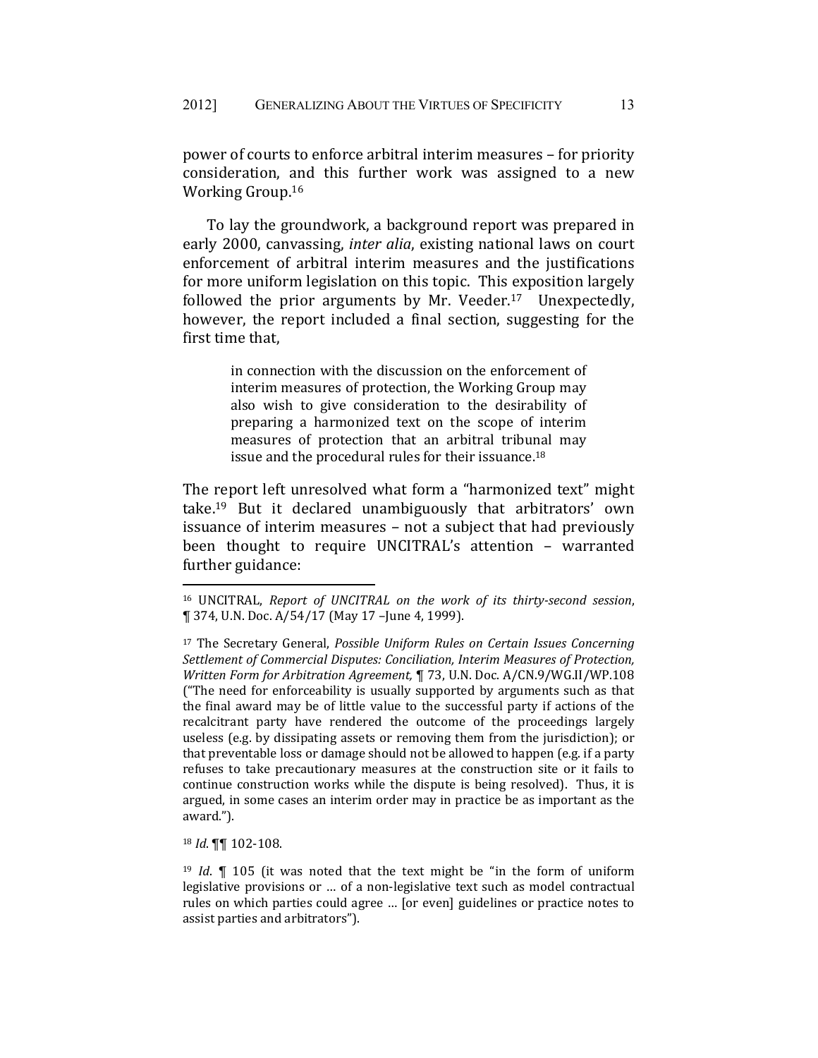power of courts to enforce arbitral interim measures – for priority consideration, and this further work was assigned to a new Working Group.[16]

To lay the groundwork, a background report was prepared in early 2000, canvassing, *inter alia*, existing national laws on court enforcement of arbitral interim measures and the justifications for more uniform legislation on this topic. This exposition largely followed the prior arguments by Mr. Veeder.[17] Unexpectedly, however, the report included a final section, suggesting for the first time that,

> in connection with the discussion on the enforcement of interim measures of protection, the Working Group may also wish to give consideration to the desirability of preparing a harmonized text on the scope of interim measures of protection that an arbitral tribunal may issue and the procedural rules for their issuance.[18]

The report left unresolved what form a "harmonized text" might take.[19] But it declared unambiguously that arbitrators' own issuance of interim measures – not a subject that had previously been thought to require UNCITRAL's attention – warranted further guidance:

---

[16] UNCITRAL, *Report of UNCITRAL on the work of its thirty-second session*, ¶ 374, U.N. Doc. A/54/17 (May 17 –June 4, 1999).

[17] The Secretary General, *Possible Uniform Rules on Certain Issues Concerning Settlement of Commercial Disputes: Conciliation, Interim Measures of Protection, Written Form for Arbitration Agreement,* ¶ 73, U.N. Doc. A/CN.9/WG.II/WP.108 ("The need for enforceability is usually supported by arguments such as that the final award may be of little value to the successful party if actions of the recalcitrant party have rendered the outcome of the proceedings largely useless (e.g. by dissipating assets or removing them from the jurisdiction); or that preventable loss or damage should not be allowed to happen (e.g. if a party refuses to take precautionary measures at the construction site or it fails to continue construction works while the dispute is being resolved). Thus, it is argued, in some cases an interim order may in practice be as important as the award.").

[18] *Id.* ¶¶ 102-108.

[19] *Id*. ¶ 105 (it was noted that the text might be "in the form of uniform legislative provisions or … of a non-legislative text such as model contractual rules on which parties could agree … [or even] guidelines or practice notes to assist parties and arbitrators").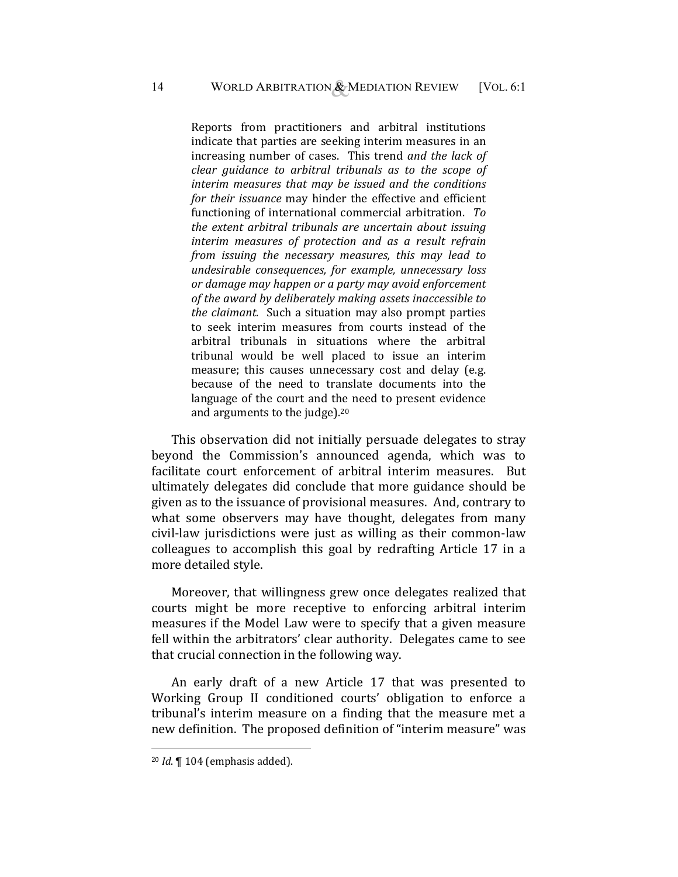> Reports from practitioners and arbitral institutions indicate that parties are seeking interim measures in an increasing number of cases. This trend *and the lack of clear guidance to arbitral tribunals as to the scope of interim measures that may be issued and the conditions for their issuance* may hinder the effective and efficient functioning of international commercial arbitration. *To the extent arbitral tribunals are uncertain about issuing interim measures of protection and as a result refrain from issuing the necessary measures, this may lead to undesirable consequences, for example, unnecessary loss or damage may happen or a party may avoid enforcement of the award by deliberately making assets inaccessible to the claimant.* Such a situation may also prompt parties to seek interim measures from courts instead of the arbitral tribunals in situations where the arbitral tribunal would be well placed to issue an interim measure; this causes unnecessary cost and delay (e.g. because of the need to translate documents into the language of the court and the need to present evidence and arguments to the judge).[20]

This observation did not initially persuade delegates to stray beyond the Commission's announced agenda, which was to facilitate court enforcement of arbitral interim measures. But ultimately delegates did conclude that more guidance should be given as to the issuance of provisional measures. And, contrary to what some observers may have thought, delegates from many civil-law jurisdictions were just as willing as their common-law colleagues to accomplish this goal by redrafting Article 17 in a more detailed style.

Moreover, that willingness grew once delegates realized that courts might be more receptive to enforcing arbitral interim measures if the Model Law were to specify that a given measure fell within the arbitrators' clear authority. Delegates came to see that crucial connection in the following way.

An early draft of a new Article 17 that was presented to Working Group II conditioned courts' obligation to enforce a tribunal's interim measure on a finding that the measure met a new definition. The proposed definition of "interim measure" was

---

[20] *Id.* ¶ 104 (emphasis added).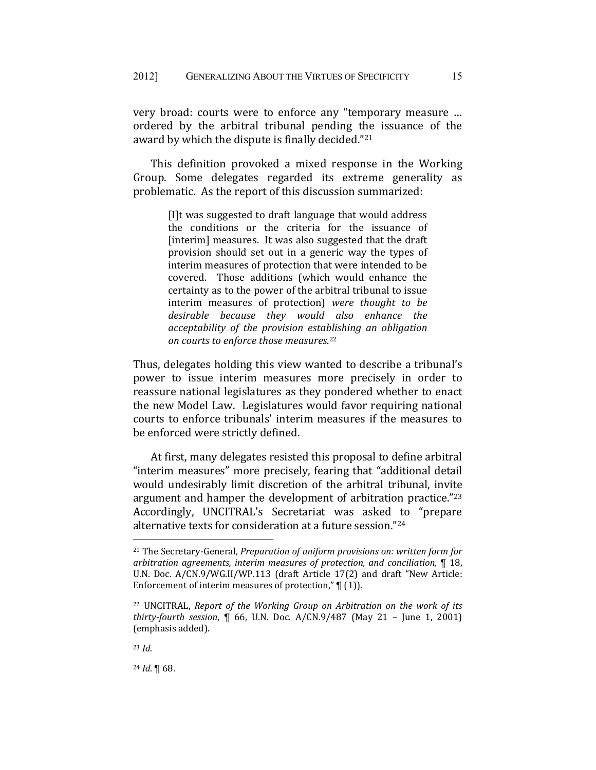very broad: courts were to enforce any "temporary measure … ordered by the arbitral tribunal pending the issuance of the award by which the dispute is finally decided."[21]

This definition provoked a mixed response in the Working Group. Some delegates regarded its extreme generality as problematic. As the report of this discussion summarized:

> [I]t was suggested to draft language that would address the conditions or the criteria for the issuance of [interim] measures. It was also suggested that the draft provision should set out in a generic way the types of interim measures of protection that were intended to be covered. Those additions (which would enhance the certainty as to the power of the arbitral tribunal to issue interim measures of protection) *were thought to be desirable because they would also enhance the acceptability of the provision establishing an obligation on courts to enforce those measures*.[22]

Thus, delegates holding this view wanted to describe a tribunal's power to issue interim measures more precisely in order to reassure national legislatures as they pondered whether to enact the new Model Law. Legislatures would favor requiring national courts to enforce tribunals' interim measures if the measures to be enforced were strictly defined.

At first, many delegates resisted this proposal to define arbitral "interim measures" more precisely, fearing that "additional detail would undesirably limit discretion of the arbitral tribunal, invite argument and hamper the development of arbitration practice."[23] Accordingly, UNCITRAL's Secretariat was asked to "prepare alternative texts for consideration at a future session."[24]

---

[21] The Secretary-General, *Preparation of uniform provisions on: written form for arbitration agreements, interim measures of protection, and conciliation,* ¶ 18, U.N. Doc. A/CN.9/WG.II/WP.113 (draft Article 17(2) and draft "New Article: Enforcement of interim measures of protection," ¶ (1)).

[22] UNCITRAL, *Report of the Working Group on Arbitration on the work of its thirty-fourth session*, ¶ 66, U.N. Doc. A/CN.9/487 (May 21 – June 1, 2001) (emphasis added).

[23] *Id.*

[24] *Id.* ¶ 68.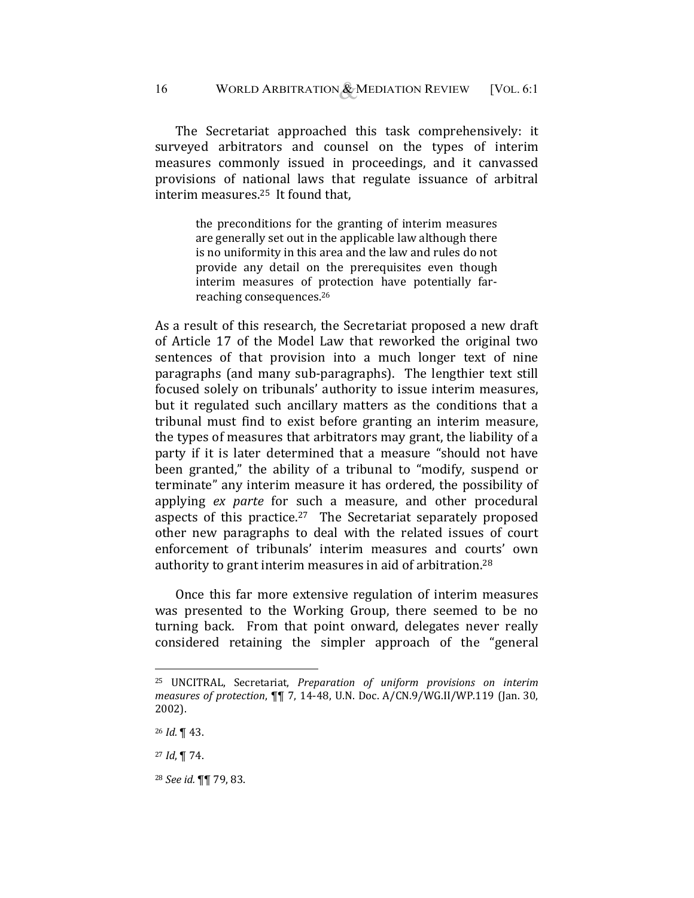The Secretariat approached this task comprehensively: it surveyed arbitrators and counsel on the types of interim measures commonly issued in proceedings, and it canvassed provisions of national laws that regulate issuance of arbitral interim measures.[25] It found that,

> the preconditions for the granting of interim measures are generally set out in the applicable law although there is no uniformity in this area and the law and rules do not provide any detail on the prerequisites even though interim measures of protection have potentially far-reaching consequences.[26]

As a result of this research, the Secretariat proposed a new draft of Article 17 of the Model Law that reworked the original two sentences of that provision into a much longer text of nine paragraphs (and many sub-paragraphs). The lengthier text still focused solely on tribunals' authority to issue interim measures, but it regulated such ancillary matters as the conditions that a tribunal must find to exist before granting an interim measure, the types of measures that arbitrators may grant, the liability of a party if it is later determined that a measure "should not have been granted," the ability of a tribunal to "modify, suspend or terminate" any interim measure it has ordered, the possibility of applying *ex parte* for such a measure, and other procedural aspects of this practice.[27] The Secretariat separately proposed other new paragraphs to deal with the related issues of court enforcement of tribunals' interim measures and courts' own authority to grant interim measures in aid of arbitration.[28]

Once this far more extensive regulation of interim measures was presented to the Working Group, there seemed to be no turning back. From that point onward, delegates never really considered retaining the simpler approach of the "general

---

[25] UNCITRAL, Secretariat, *Preparation of uniform provisions on interim measures of protection*, ¶¶ 7, 14-48, U.N. Doc. A/CN.9/WG.II/WP.119 (Jan. 30, 2002).

[26] *Id.* ¶ 43.

[27] *Id*, ¶ 74.

[28] *See id.* ¶¶ 79, 83.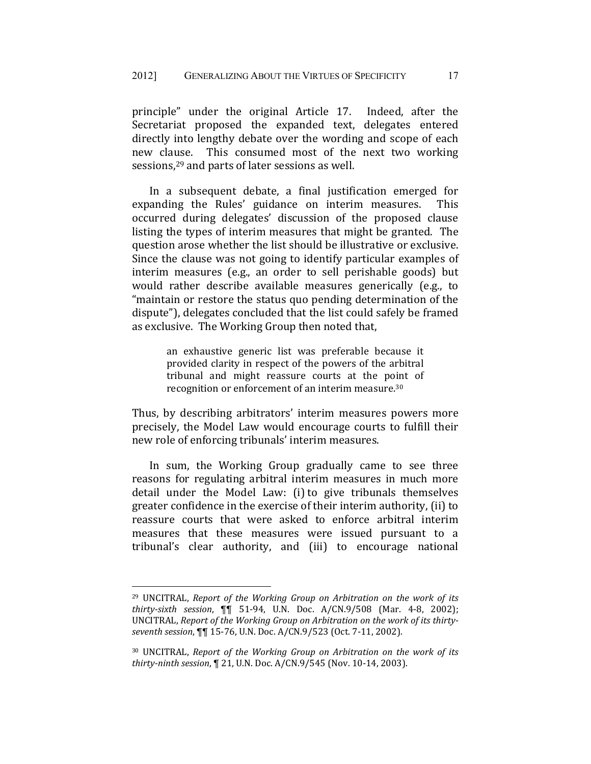principle" under the original Article 17. Indeed, after the Secretariat proposed the expanded text, delegates entered directly into lengthy debate over the wording and scope of each new clause. This consumed most of the next two working sessions,[29] and parts of later sessions as well.

In a subsequent debate, a final justification emerged for expanding the Rules' guidance on interim measures. This occurred during delegates' discussion of the proposed clause listing the types of interim measures that might be granted. The question arose whether the list should be illustrative or exclusive. Since the clause was not going to identify particular examples of interim measures (e.g., an order to sell perishable goods) but would rather describe available measures generically (e.g., to "maintain or restore the status quo pending determination of the dispute"), delegates concluded that the list could safely be framed as exclusive. The Working Group then noted that,

> an exhaustive generic list was preferable because it provided clarity in respect of the powers of the arbitral tribunal and might reassure courts at the point of recognition or enforcement of an interim measure.[30]

Thus, by describing arbitrators' interim measures powers more precisely, the Model Law would encourage courts to fulfill their new role of enforcing tribunals' interim measures.

In sum, the Working Group gradually came to see three reasons for regulating arbitral interim measures in much more detail under the Model Law: (i) to give tribunals themselves greater confidence in the exercise of their interim authority, (ii) to reassure courts that were asked to enforce arbitral interim measures that these measures were issued pursuant to a tribunal's clear authority, and (iii) to encourage national

---

[29] UNCITRAL, *Report of the Working Group on Arbitration on the work of its thirty-sixth session*, ¶¶ 51-94, U.N. Doc. A/CN.9/508 (Mar. 4-8, 2002); UNCITRAL, *Report of the Working Group on Arbitration on the work of its thirty-seventh session*, ¶¶ 15-76, U.N. Doc. A/CN.9/523 (Oct. 7-11, 2002).

[30] UNCITRAL, *Report of the Working Group on Arbitration on the work of its thirty-ninth session*, ¶ 21, U.N. Doc. A/CN.9/545 (Nov. 10-14, 2003).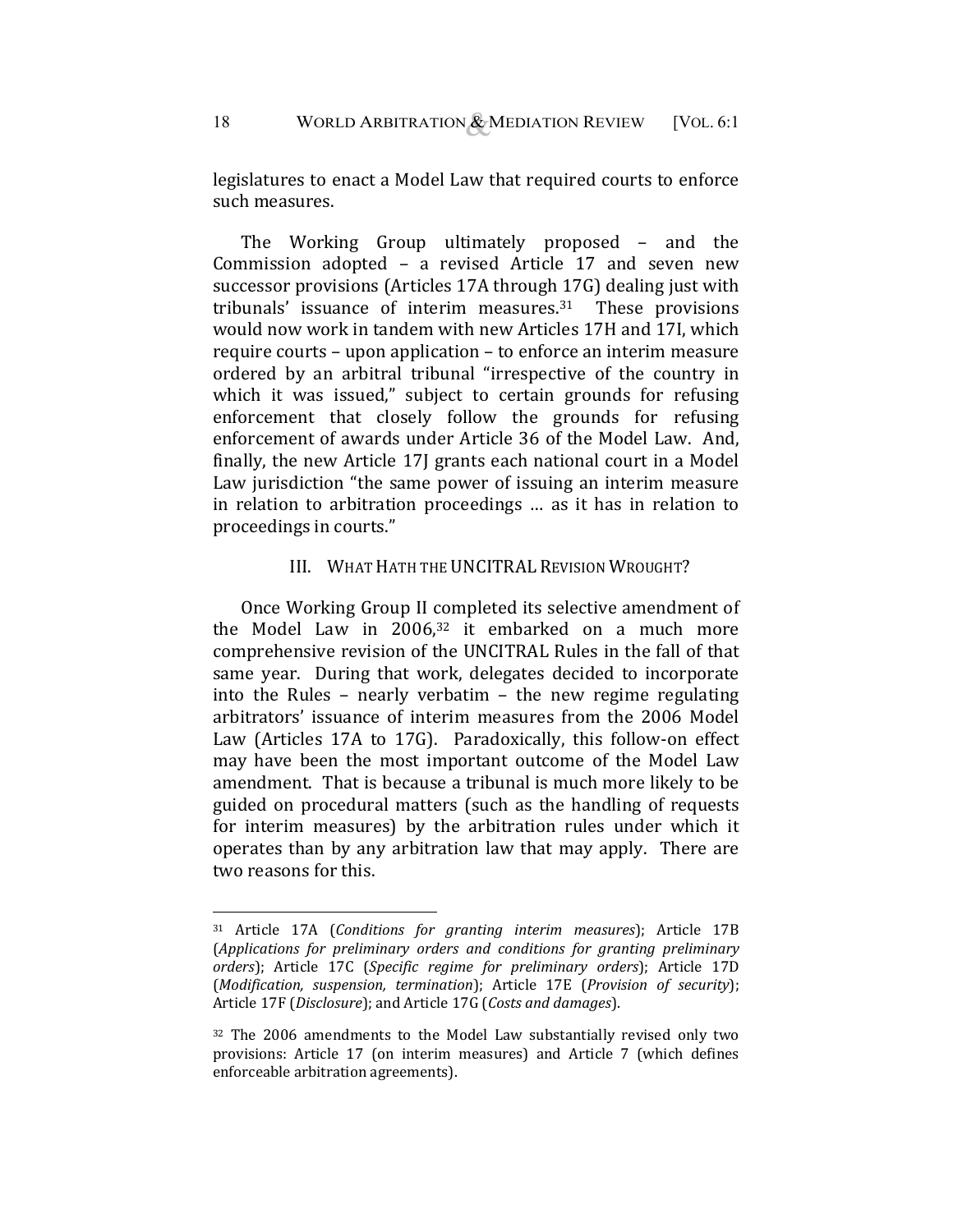legislatures to enact a Model Law that required courts to enforce such measures.

The Working Group ultimately proposed – and the Commission adopted – a revised Article 17 and seven new successor provisions (Articles 17A through 17G) dealing just with tribunals' issuance of interim measures.[31] These provisions would now work in tandem with new Articles 17H and 17I, which require courts – upon application – to enforce an interim measure ordered by an arbitral tribunal "irrespective of the country in which it was issued," subject to certain grounds for refusing enforcement that closely follow the grounds for refusing enforcement of awards under Article 36 of the Model Law. And, finally, the new Article 17J grants each national court in a Model Law jurisdiction "the same power of issuing an interim measure in relation to arbitration proceedings … as it has in relation to proceedings in courts."

## III. WHAT HATH THE UNCITRAL REVISION WROUGHT?

Once Working Group II completed its selective amendment of the Model Law in 2006,[32] it embarked on a much more comprehensive revision of the UNCITRAL Rules in the fall of that same year. During that work, delegates decided to incorporate into the Rules – nearly verbatim – the new regime regulating arbitrators' issuance of interim measures from the 2006 Model Law (Articles 17A to 17G). Paradoxically, this follow-on effect may have been the most important outcome of the Model Law amendment. That is because a tribunal is much more likely to be guided on procedural matters (such as the handling of requests for interim measures) by the arbitration rules under which it operates than by any arbitration law that may apply. There are two reasons for this.

---

[31] Article 17A (*Conditions for granting interim measures*); Article 17B (*Applications for preliminary orders and conditions for granting preliminary orders*); Article 17C (*Specific regime for preliminary orders*); Article 17D (*Modification, suspension, termination*); Article 17E (*Provision of security*); Article 17F (*Disclosure*); and Article 17G (*Costs and damages*).

[32] The 2006 amendments to the Model Law substantially revised only two provisions: Article 17 (on interim measures) and Article 7 (which defines enforceable arbitration agreements).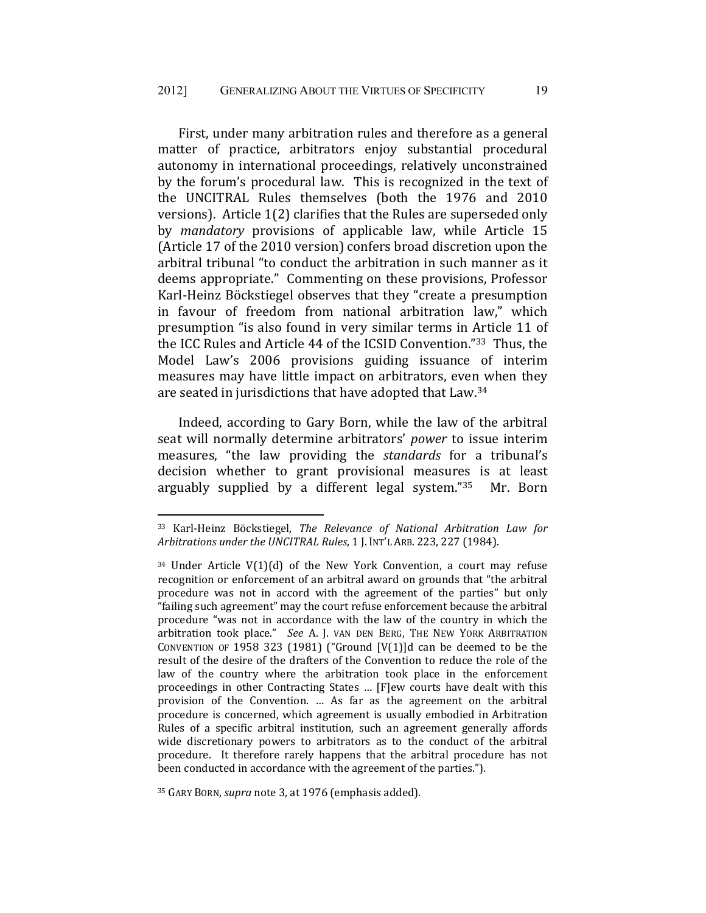First, under many arbitration rules and therefore as a general matter of practice, arbitrators enjoy substantial procedural autonomy in international proceedings, relatively unconstrained by the forum's procedural law. This is recognized in the text of the UNCITRAL Rules themselves (both the 1976 and 2010 versions). Article 1(2) clarifies that the Rules are superseded only by *mandatory* provisions of applicable law, while Article 15 (Article 17 of the 2010 version) confers broad discretion upon the arbitral tribunal "to conduct the arbitration in such manner as it deems appropriate." Commenting on these provisions, Professor Karl-Heinz Böckstiegel observes that they "create a presumption in favour of freedom from national arbitration law," which presumption "is also found in very similar terms in Article 11 of the ICC Rules and Article 44 of the ICSID Convention."[33] Thus, the Model Law's 2006 provisions guiding issuance of interim measures may have little impact on arbitrators, even when they are seated in jurisdictions that have adopted that Law.[34]

Indeed, according to Gary Born, while the law of the arbitral seat will normally determine arbitrators' *power* to issue interim measures, "the law providing the *standards* for a tribunal's decision whether to grant provisional measures is at least arguably supplied by a different legal system."[35] Mr. Born

---

[33] Karl-Heinz Böckstiegel, *The Relevance of National Arbitration Law for Arbitrations under the UNCITRAL Rules*, 1 J. INT'L ARB. 223, 227 (1984).

[34] Under Article V(1)(d) of the New York Convention, a court may refuse recognition or enforcement of an arbitral award on grounds that "the arbitral procedure was not in accord with the agreement of the parties" but only "failing such agreement" may the court refuse enforcement because the arbitral procedure "was not in accordance with the law of the country in which the arbitration took place." *See* A. J. VAN DEN BERG, THE NEW YORK ARBITRATION CONVENTION OF 1958 323 (1981) ("Ground [V(1)]d can be deemed to be the result of the desire of the drafters of the Convention to reduce the role of the law of the country where the arbitration took place in the enforcement proceedings in other Contracting States … [F]ew courts have dealt with this provision of the Convention. … As far as the agreement on the arbitral procedure is concerned, which agreement is usually embodied in Arbitration Rules of a specific arbitral institution, such an agreement generally affords wide discretionary powers to arbitrators as to the conduct of the arbitral procedure. It therefore rarely happens that the arbitral procedure has not been conducted in accordance with the agreement of the parties.").

[35] GARY BORN, *supra* note 3, at 1976 (emphasis added).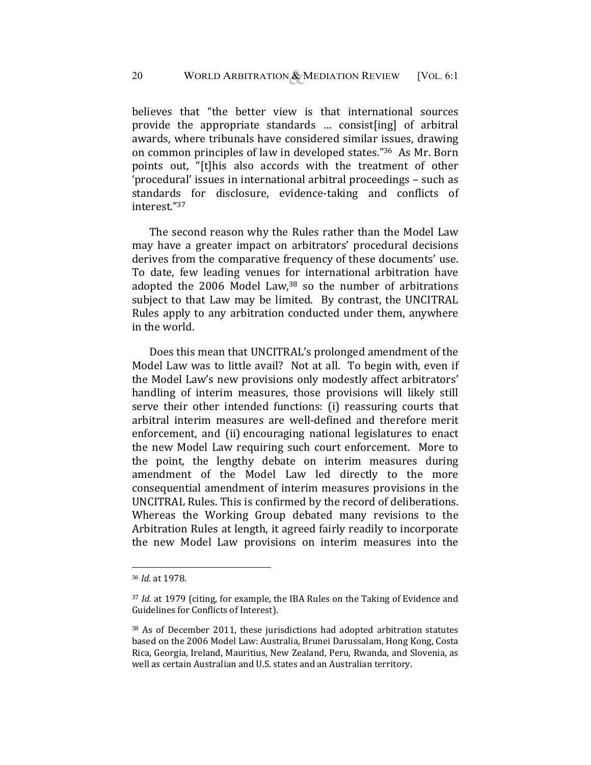believes that "the better view is that international sources provide the appropriate standards … consist[ing] of arbitral awards, where tribunals have considered similar issues, drawing on common principles of law in developed states."[36] As Mr. Born points out, "[t]his also accords with the treatment of other 'procedural' issues in international arbitral proceedings – such as standards for disclosure, evidence-taking and conflicts of interest."[37]

The second reason why the Rules rather than the Model Law may have a greater impact on arbitrators' procedural decisions derives from the comparative frequency of these documents' use. To date, few leading venues for international arbitration have adopted the 2006 Model Law,[38] so the number of arbitrations subject to that Law may be limited. By contrast, the UNCITRAL Rules apply to any arbitration conducted under them, anywhere in the world.

Does this mean that UNCITRAL's prolonged amendment of the Model Law was to little avail? Not at all. To begin with, even if the Model Law's new provisions only modestly affect arbitrators' handling of interim measures, those provisions will likely still serve their other intended functions: (i) reassuring courts that arbitral interim measures are well-defined and therefore merit enforcement, and (ii) encouraging national legislatures to enact the new Model Law requiring such court enforcement. More to the point, the lengthy debate on interim measures during amendment of the Model Law led directly to the more consequential amendment of interim measures provisions in the UNCITRAL Rules. This is confirmed by the record of deliberations. Whereas the Working Group debated many revisions to the Arbitration Rules at length, it agreed fairly readily to incorporate the new Model Law provisions on interim measures into the

---

[36] *Id.* at 1978.

[37] *Id.* at 1979 (citing, for example, the IBA Rules on the Taking of Evidence and Guidelines for Conflicts of Interest).

[38] As of December 2011, these jurisdictions had adopted arbitration statutes based on the 2006 Model Law: Australia, Brunei Darussalam, Hong Kong, Costa Rica, Georgia, Ireland, Mauritius, New Zealand, Peru, Rwanda, and Slovenia, as well as certain Australian and U.S. states and an Australian territory.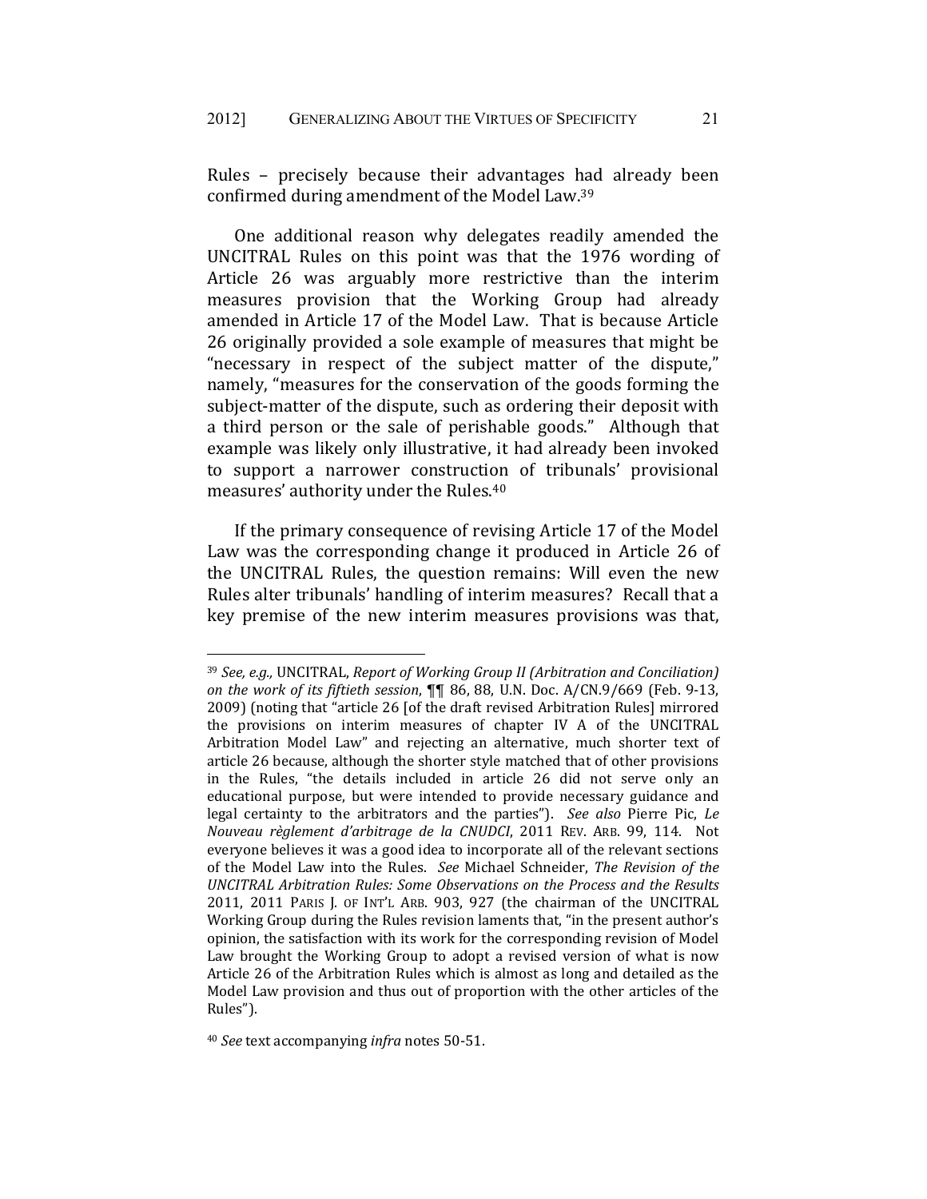Rules – precisely because their advantages had already been confirmed during amendment of the Model Law.[39]

One additional reason why delegates readily amended the UNCITRAL Rules on this point was that the 1976 wording of Article 26 was arguably more restrictive than the interim measures provision that the Working Group had already amended in Article 17 of the Model Law. That is because Article 26 originally provided a sole example of measures that might be "necessary in respect of the subject matter of the dispute," namely, "measures for the conservation of the goods forming the subject-matter of the dispute, such as ordering their deposit with a third person or the sale of perishable goods." Although that example was likely only illustrative, it had already been invoked to support a narrower construction of tribunals' provisional measures' authority under the Rules.[40]

If the primary consequence of revising Article 17 of the Model Law was the corresponding change it produced in Article 26 of the UNCITRAL Rules, the question remains: Will even the new Rules alter tribunals' handling of interim measures? Recall that a key premise of the new interim measures provisions was that,

---

[39] *See, e.g.,* UNCITRAL, *Report of Working Group II (Arbitration and Conciliation) on the work of its fiftieth session*, ¶¶ 86, 88, U.N. Doc. A/CN.9/669 (Feb. 9-13, 2009) (noting that "article 26 [of the draft revised Arbitration Rules] mirrored the provisions on interim measures of chapter IV A of the UNCITRAL Arbitration Model Law" and rejecting an alternative, much shorter text of article 26 because, although the shorter style matched that of other provisions in the Rules, "the details included in article 26 did not serve only an educational purpose, but were intended to provide necessary guidance and legal certainty to the arbitrators and the parties"). *See also* Pierre Pic, *Le Nouveau règlement d'arbitrage de la CNUDCI*, 2011 REV. ARB. 99, 114. Not everyone believes it was a good idea to incorporate all of the relevant sections of the Model Law into the Rules. *See* Michael Schneider, *The Revision of the UNCITRAL Arbitration Rules: Some Observations on the Process and the Results* 2011, 2011 PARIS J. OF INT'L ARB. 903, 927 (the chairman of the UNCITRAL Working Group during the Rules revision laments that, "in the present author's opinion, the satisfaction with its work for the corresponding revision of Model Law brought the Working Group to adopt a revised version of what is now Article 26 of the Arbitration Rules which is almost as long and detailed as the Model Law provision and thus out of proportion with the other articles of the Rules").

[40] *See* text accompanying *infra* notes 50-51.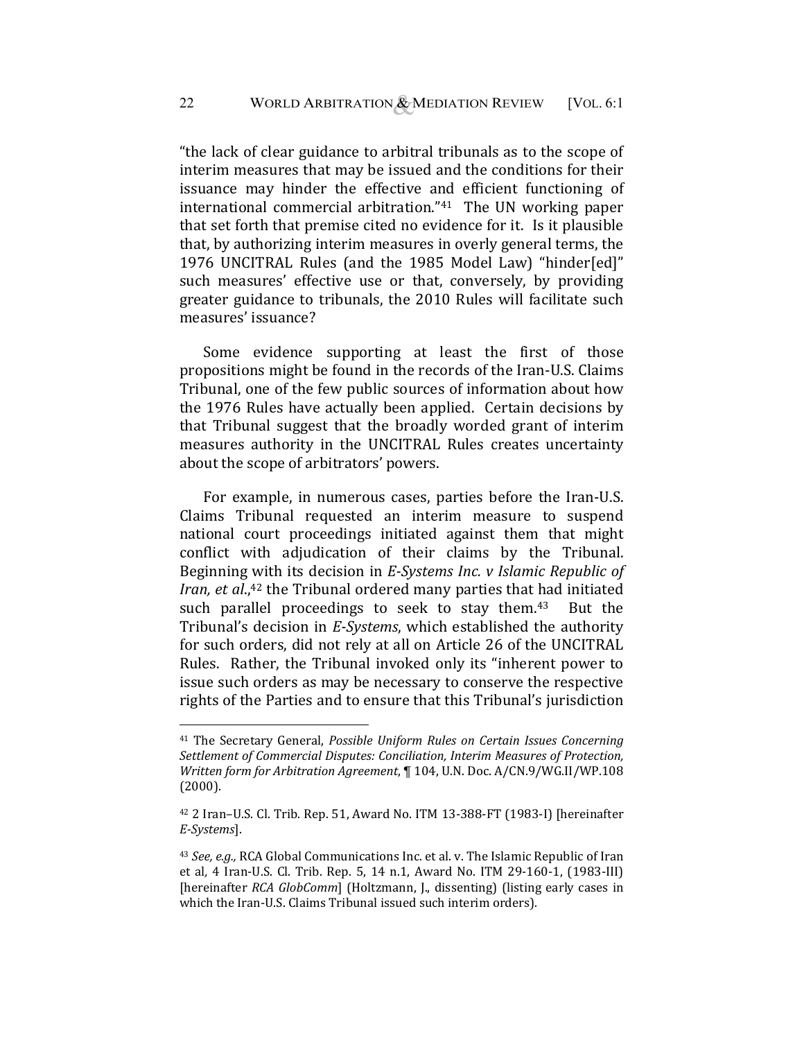"the lack of clear guidance to arbitral tribunals as to the scope of interim measures that may be issued and the conditions for their issuance may hinder the effective and efficient functioning of international commercial arbitration."[41] The UN working paper that set forth that premise cited no evidence for it. Is it plausible that, by authorizing interim measures in overly general terms, the 1976 UNCITRAL Rules (and the 1985 Model Law) "hinder[ed]" such measures' effective use or that, conversely, by providing greater guidance to tribunals, the 2010 Rules will facilitate such measures' issuance?

Some evidence supporting at least the first of those propositions might be found in the records of the Iran-U.S. Claims Tribunal, one of the few public sources of information about how the 1976 Rules have actually been applied. Certain decisions by that Tribunal suggest that the broadly worded grant of interim measures authority in the UNCITRAL Rules creates uncertainty about the scope of arbitrators' powers.

For example, in numerous cases, parties before the Iran-U.S. Claims Tribunal requested an interim measure to suspend national court proceedings initiated against them that might conflict with adjudication of their claims by the Tribunal. Beginning with its decision in *E-Systems Inc. v Islamic Republic of Iran, et al*.,[42] the Tribunal ordered many parties that had initiated such parallel proceedings to seek to stay them.[43] But the Tribunal's decision in *E-Systems*, which established the authority for such orders, did not rely at all on Article 26 of the UNCITRAL Rules. Rather, the Tribunal invoked only its "inherent power to issue such orders as may be necessary to conserve the respective rights of the Parties and to ensure that this Tribunal's jurisdiction

---

[41] The Secretary General, *Possible Uniform Rules on Certain Issues Concerning Settlement of Commercial Disputes: Conciliation, Interim Measures of Protection, Written form for Arbitration Agreement*, ¶ 104, U.N. Doc. A/CN.9/WG.II/WP.108 (2000).

[42] 2 Iran–U.S. Cl. Trib. Rep. 51, Award No. ITM 13-388-FT (1983-I) [hereinafter *E-Systems*].

[43] *See, e.g.,* RCA Global Communications Inc. et al. v. The Islamic Republic of Iran et al, 4 Iran-U.S. Cl. Trib. Rep. 5, 14 n.1, Award No. ITM 29-160-1, (1983-III) [hereinafter *RCA GlobComm*] (Holtzmann, J., dissenting) (listing early cases in which the Iran-U.S. Claims Tribunal issued such interim orders).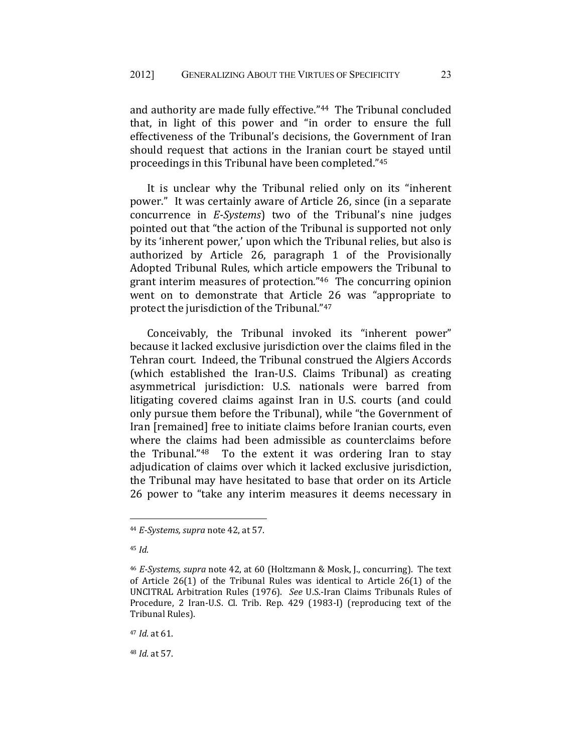and authority are made fully effective."[44] The Tribunal concluded that, in light of this power and "in order to ensure the full effectiveness of the Tribunal's decisions, the Government of Iran should request that actions in the Iranian court be stayed until proceedings in this Tribunal have been completed."[45]

It is unclear why the Tribunal relied only on its "inherent power." It was certainly aware of Article 26, since (in a separate concurrence in *E-Systems*) two of the Tribunal's nine judges pointed out that "the action of the Tribunal is supported not only by its 'inherent power,' upon which the Tribunal relies, but also is authorized by Article 26, paragraph 1 of the Provisionally Adopted Tribunal Rules, which article empowers the Tribunal to grant interim measures of protection."[46] The concurring opinion went on to demonstrate that Article 26 was "appropriate to protect the jurisdiction of the Tribunal."[47]

Conceivably, the Tribunal invoked its "inherent power" because it lacked exclusive jurisdiction over the claims filed in the Tehran court. Indeed, the Tribunal construed the Algiers Accords (which established the Iran-U.S. Claims Tribunal) as creating asymmetrical jurisdiction: U.S. nationals were barred from litigating covered claims against Iran in U.S. courts (and could only pursue them before the Tribunal), while "the Government of Iran [remained] free to initiate claims before Iranian courts, even where the claims had been admissible as counterclaims before the Tribunal."[48] To the extent it was ordering Iran to stay adjudication of claims over which it lacked exclusive jurisdiction, the Tribunal may have hesitated to base that order on its Article 26 power to "take any interim measures it deems necessary in

---

[44] *E-Systems, supra* note 42, at 57.

[45] *Id.*

[46] *E-Systems, supra* note 42, at 60 (Holtzmann & Mosk, J., concurring). The text of Article 26(1) of the Tribunal Rules was identical to Article 26(1) of the UNCITRAL Arbitration Rules (1976). *See* U.S.-Iran Claims Tribunals Rules of Procedure, 2 Iran-U.S. Cl. Trib. Rep. 429 (1983-I) (reproducing text of the Tribunal Rules).

[47] *Id.* at 61.

[48] *Id.* at 57.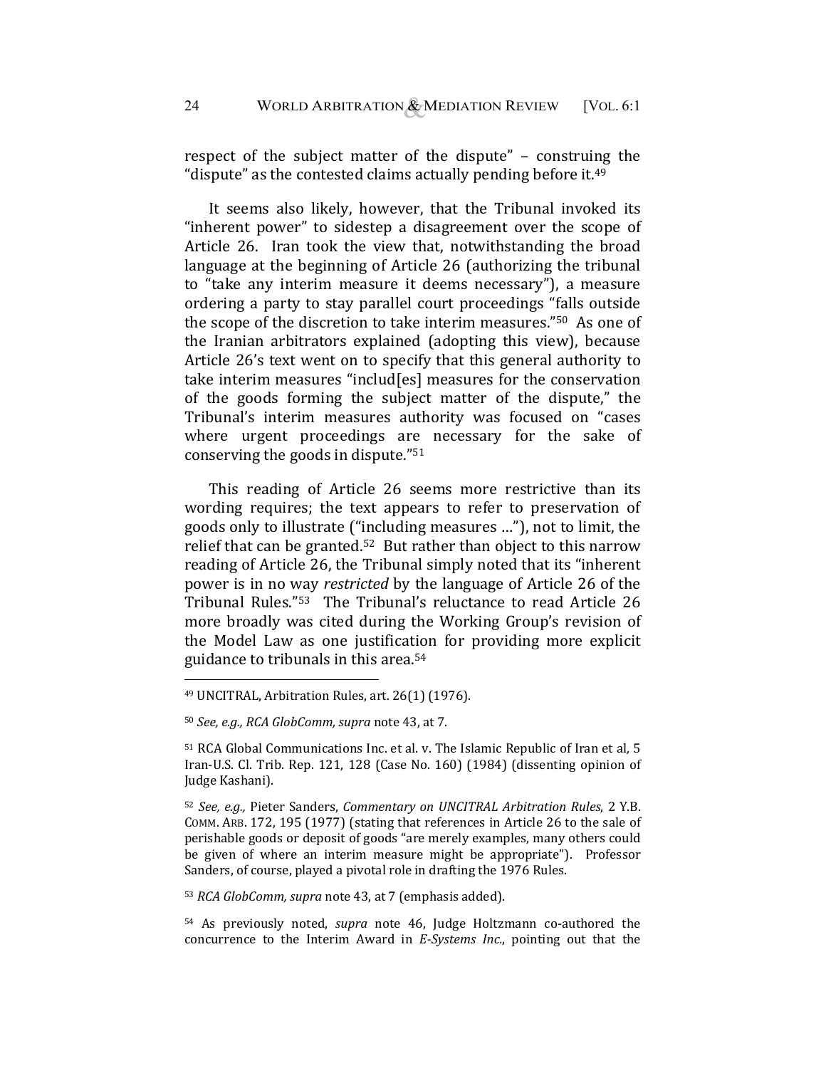respect of the subject matter of the dispute" – construing the "dispute" as the contested claims actually pending before it.[49]

It seems also likely, however, that the Tribunal invoked its "inherent power" to sidestep a disagreement over the scope of Article 26. Iran took the view that, notwithstanding the broad language at the beginning of Article 26 (authorizing the tribunal to "take any interim measure it deems necessary"), a measure ordering a party to stay parallel court proceedings "falls outside the scope of the discretion to take interim measures."[50] As one of the Iranian arbitrators explained (adopting this view), because Article 26's text went on to specify that this general authority to take interim measures "includ[es] measures for the conservation of the goods forming the subject matter of the dispute," the Tribunal's interim measures authority was focused on "cases where urgent proceedings are necessary for the sake of conserving the goods in dispute."[51]

This reading of Article 26 seems more restrictive than its wording requires; the text appears to refer to preservation of goods only to illustrate ("including measures …"), not to limit, the relief that can be granted.[52] But rather than object to this narrow reading of Article 26, the Tribunal simply noted that its "inherent power is in no way *restricted* by the language of Article 26 of the Tribunal Rules."[53] The Tribunal's reluctance to read Article 26 more broadly was cited during the Working Group's revision of the Model Law as one justification for providing more explicit guidance to tribunals in this area.[54]

---

[49] UNCITRAL, Arbitration Rules, art. 26(1) (1976).

[50] *See, e.g., RCA GlobComm, supra* note 43, at 7.

[51] RCA Global Communications Inc. et al. v. The Islamic Republic of Iran et al, 5 Iran-U.S. Cl. Trib. Rep. 121, 128 (Case No. 160) (1984) (dissenting opinion of Judge Kashani).

[52] *See, e.g.,* Pieter Sanders, *Commentary on UNCITRAL Arbitration Rules*, 2 Y.B. COMM. ARB. 172, 195 (1977) (stating that references in Article 26 to the sale of perishable goods or deposit of goods "are merely examples, many others could be given of where an interim measure might be appropriate"). Professor Sanders, of course, played a pivotal role in drafting the 1976 Rules.

[53] *RCA GlobComm, supra* note 43, at 7 (emphasis added).

[54] As previously noted, *supra* note 46, Judge Holtzmann co-authored the concurrence to the Interim Award in *E-Systems Inc.*, pointing out that the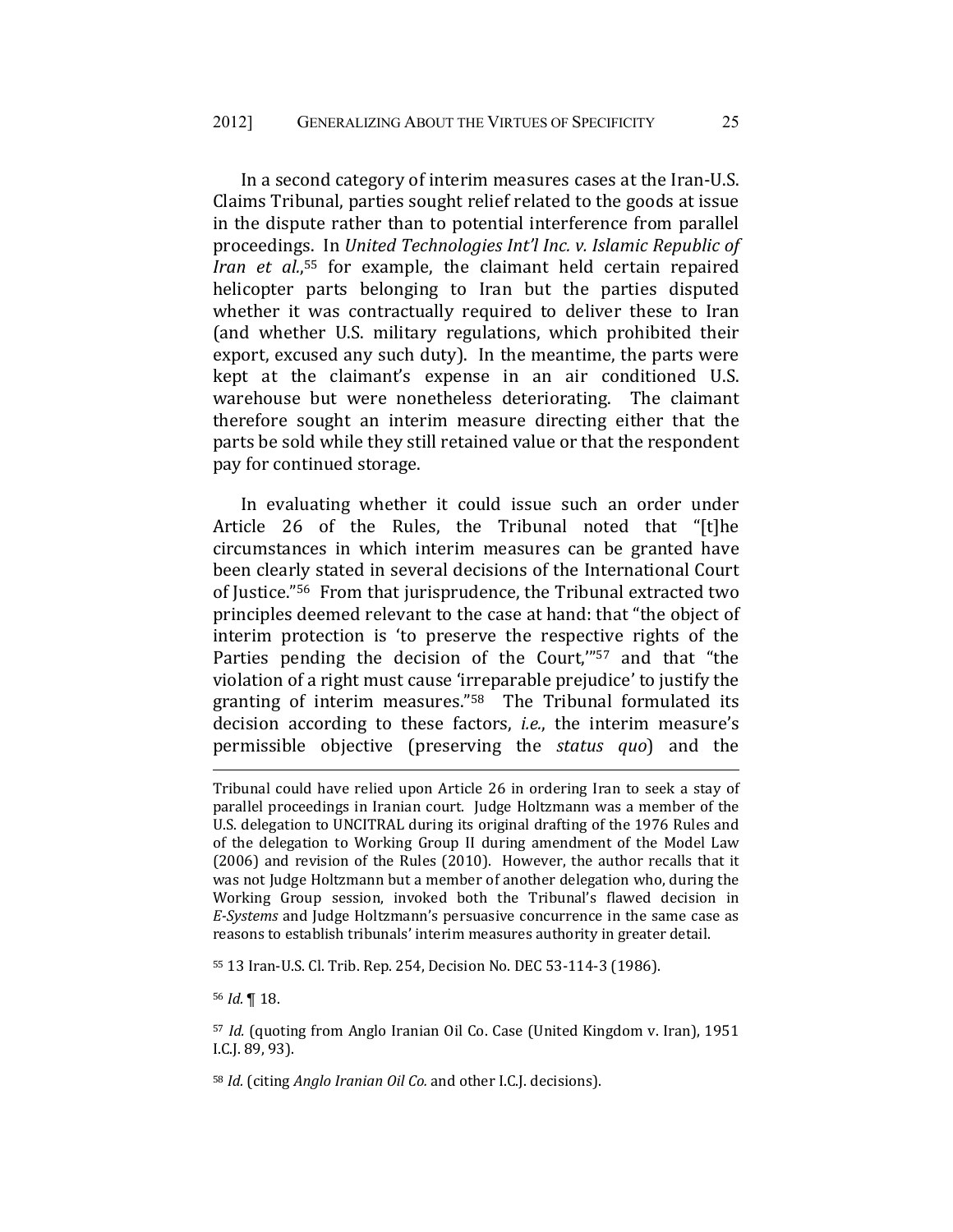In a second category of interim measures cases at the Iran-U.S. Claims Tribunal, parties sought relief related to the goods at issue in the dispute rather than to potential interference from parallel proceedings. In *United Technologies Int'l Inc. v. Islamic Republic of Iran et al.*,[55] for example, the claimant held certain repaired helicopter parts belonging to Iran but the parties disputed whether it was contractually required to deliver these to Iran (and whether U.S. military regulations, which prohibited their export, excused any such duty). In the meantime, the parts were kept at the claimant's expense in an air conditioned U.S. warehouse but were nonetheless deteriorating. The claimant therefore sought an interim measure directing either that the parts be sold while they still retained value or that the respondent pay for continued storage.

In evaluating whether it could issue such an order under Article 26 of the Rules, the Tribunal noted that "[t]he circumstances in which interim measures can be granted have been clearly stated in several decisions of the International Court of Justice."[56] From that jurisprudence, the Tribunal extracted two principles deemed relevant to the case at hand: that "the object of interim protection is 'to preserve the respective rights of the Parties pending the decision of the Court,'"[57] and that "the violation of a right must cause 'irreparable prejudice' to justify the granting of interim measures."[58] The Tribunal formulated its decision according to these factors, *i.e.*, the interim measure's permissible objective (preserving the *status quo*) and the

---

Tribunal could have relied upon Article 26 in ordering Iran to seek a stay of parallel proceedings in Iranian court. Judge Holtzmann was a member of the U.S. delegation to UNCITRAL during its original drafting of the 1976 Rules and of the delegation to Working Group II during amendment of the Model Law (2006) and revision of the Rules (2010). However, the author recalls that it was not Judge Holtzmann but a member of another delegation who, during the Working Group session, invoked both the Tribunal's flawed decision in *E-Systems* and Judge Holtzmann's persuasive concurrence in the same case as reasons to establish tribunals' interim measures authority in greater detail.

[55] 13 Iran-U.S. Cl. Trib. Rep. 254, Decision No. DEC 53-114-3 (1986).

[56] *Id.* ¶ 18.

[57] *Id.* (quoting from Anglo Iranian Oil Co. Case (United Kingdom v. Iran), 1951 I.C.J. 89, 93).

[58] *Id.* (citing *Anglo Iranian Oil Co.* and other I.C.J. decisions).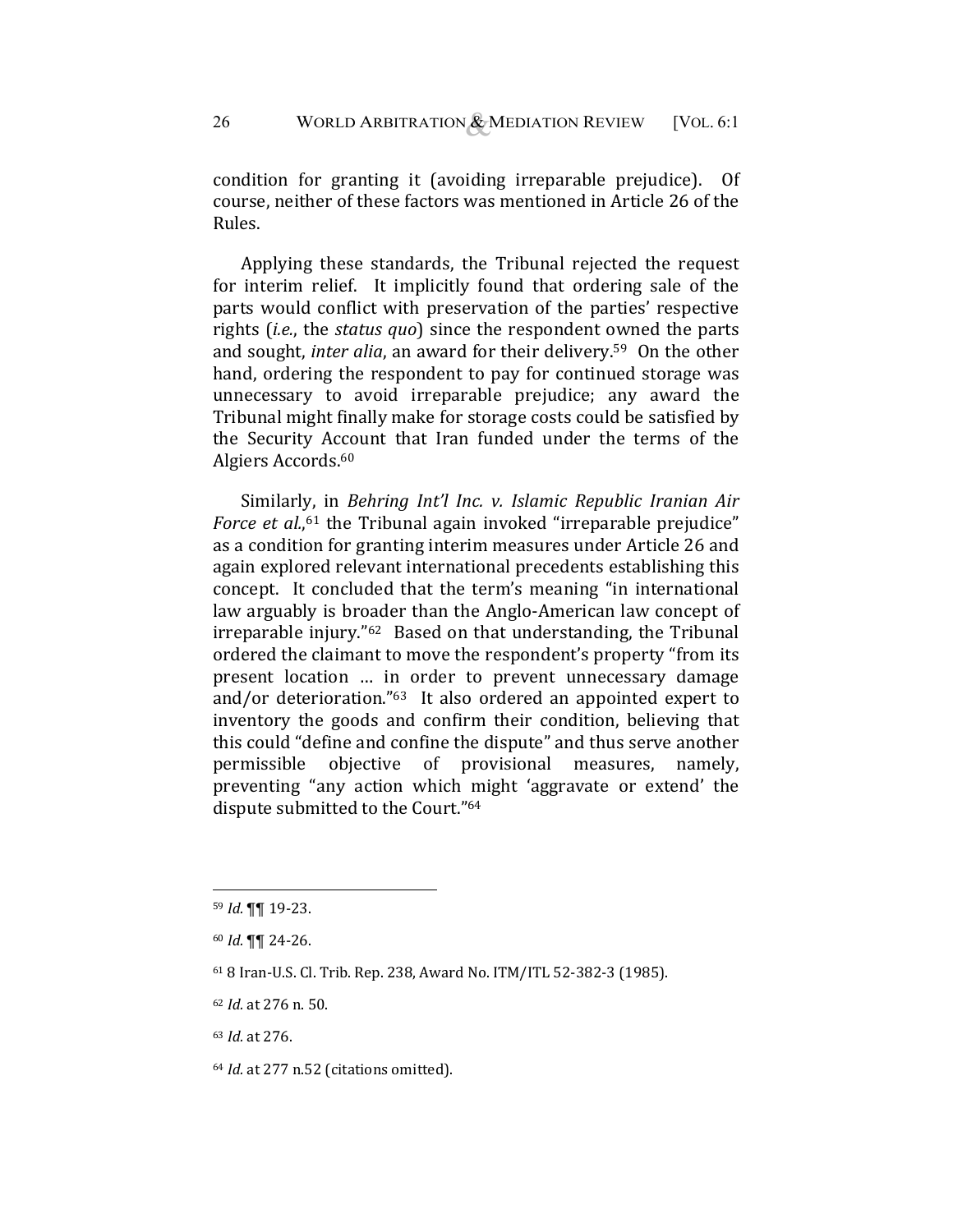condition for granting it (avoiding irreparable prejudice). Of course, neither of these factors was mentioned in Article 26 of the Rules.

Applying these standards, the Tribunal rejected the request for interim relief. It implicitly found that ordering sale of the parts would conflict with preservation of the parties' respective rights (*i.e.*, the *status quo*) since the respondent owned the parts and sought, *inter alia*, an award for their delivery.[59] On the other hand, ordering the respondent to pay for continued storage was unnecessary to avoid irreparable prejudice; any award the Tribunal might finally make for storage costs could be satisfied by the Security Account that Iran funded under the terms of the Algiers Accords.[60]

Similarly, in *Behring Int'l Inc. v. Islamic Republic Iranian Air Force et al.*,[61] the Tribunal again invoked "irreparable prejudice" as a condition for granting interim measures under Article 26 and again explored relevant international precedents establishing this concept. It concluded that the term's meaning "in international law arguably is broader than the Anglo-American law concept of irreparable injury."[62] Based on that understanding, the Tribunal ordered the claimant to move the respondent's property "from its present location … in order to prevent unnecessary damage and/or deterioration."[63] It also ordered an appointed expert to inventory the goods and confirm their condition, believing that this could "define and confine the dispute" and thus serve another permissible objective of provisional measures, namely, preventing "any action which might 'aggravate or extend' the dispute submitted to the Court."[64]

---

[59] *Id.* ¶¶ 19-23.

[60] *Id.* ¶¶ 24-26.

[61] 8 Iran-U.S. Cl. Trib. Rep. 238, Award No. ITM/ITL 52-382-3 (1985).

[62] *Id.* at 276 n. 50.

[63] *Id.* at 276.

[64] *Id.* at 277 n.52 (citations omitted).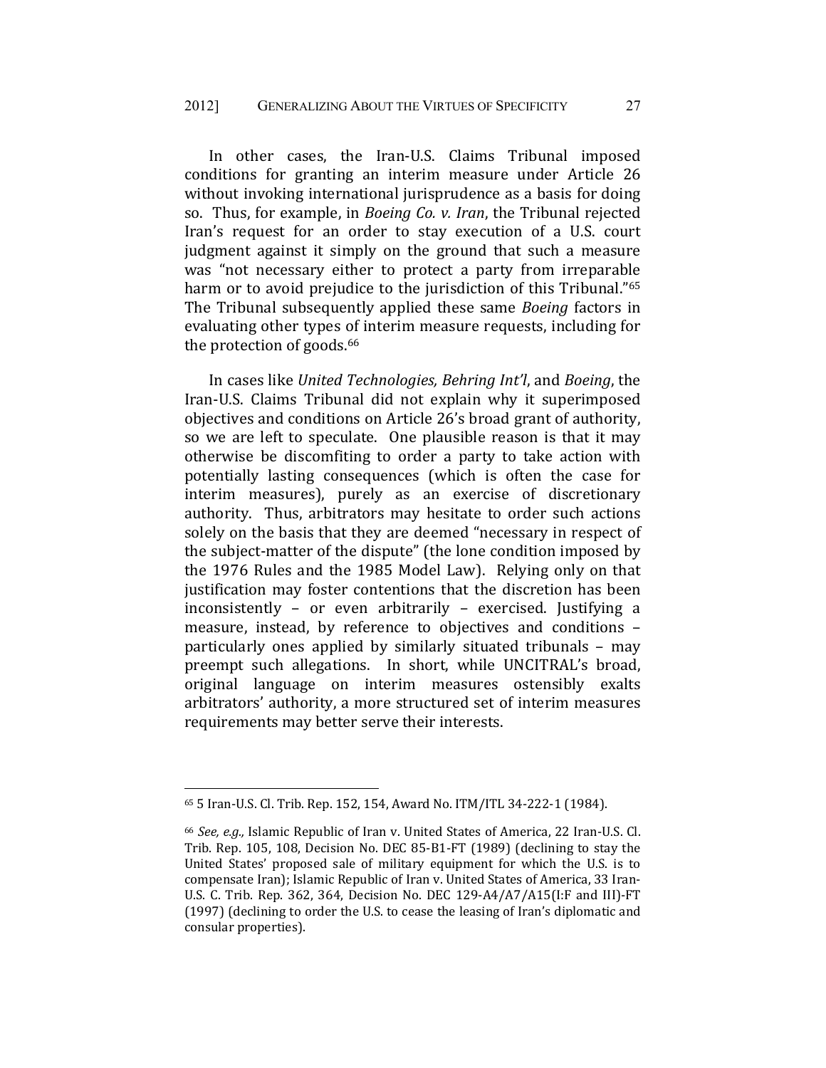In other cases, the Iran-U.S. Claims Tribunal imposed conditions for granting an interim measure under Article 26 without invoking international jurisprudence as a basis for doing so. Thus, for example, in *Boeing Co. v. Iran*, the Tribunal rejected Iran's request for an order to stay execution of a U.S. court judgment against it simply on the ground that such a measure was "not necessary either to protect a party from irreparable harm or to avoid prejudice to the jurisdiction of this Tribunal."[65] The Tribunal subsequently applied these same *Boeing* factors in evaluating other types of interim measure requests, including for the protection of goods.[66]

In cases like *United Technologies, Behring Int'l*, and *Boeing*, the Iran-U.S. Claims Tribunal did not explain why it superimposed objectives and conditions on Article 26's broad grant of authority, so we are left to speculate. One plausible reason is that it may otherwise be discomfiting to order a party to take action with potentially lasting consequences (which is often the case for interim measures), purely as an exercise of discretionary authority. Thus, arbitrators may hesitate to order such actions solely on the basis that they are deemed "necessary in respect of the subject-matter of the dispute" (the lone condition imposed by the 1976 Rules and the 1985 Model Law). Relying only on that justification may foster contentions that the discretion has been inconsistently – or even arbitrarily – exercised. Justifying a measure, instead, by reference to objectives and conditions – particularly ones applied by similarly situated tribunals – may preempt such allegations. In short, while UNCITRAL's broad, original language on interim measures ostensibly exalts arbitrators' authority, a more structured set of interim measures requirements may better serve their interests.

---

[65] 5 Iran-U.S. Cl. Trib. Rep. 152, 154, Award No. ITM/ITL 34-222-1 (1984).

[66] *See, e.g.,* Islamic Republic of Iran v. United States of America, 22 Iran-U.S. Cl. Trib. Rep. 105, 108, Decision No. DEC 85-B1-FT (1989) (declining to stay the United States' proposed sale of military equipment for which the U.S. is to compensate Iran); Islamic Republic of Iran v. United States of America, 33 Iran-U.S. C. Trib. Rep. 362, 364, Decision No. DEC 129-A4/A7/A15(I:F and III)-FT (1997) (declining to order the U.S. to cease the leasing of Iran's diplomatic and consular properties).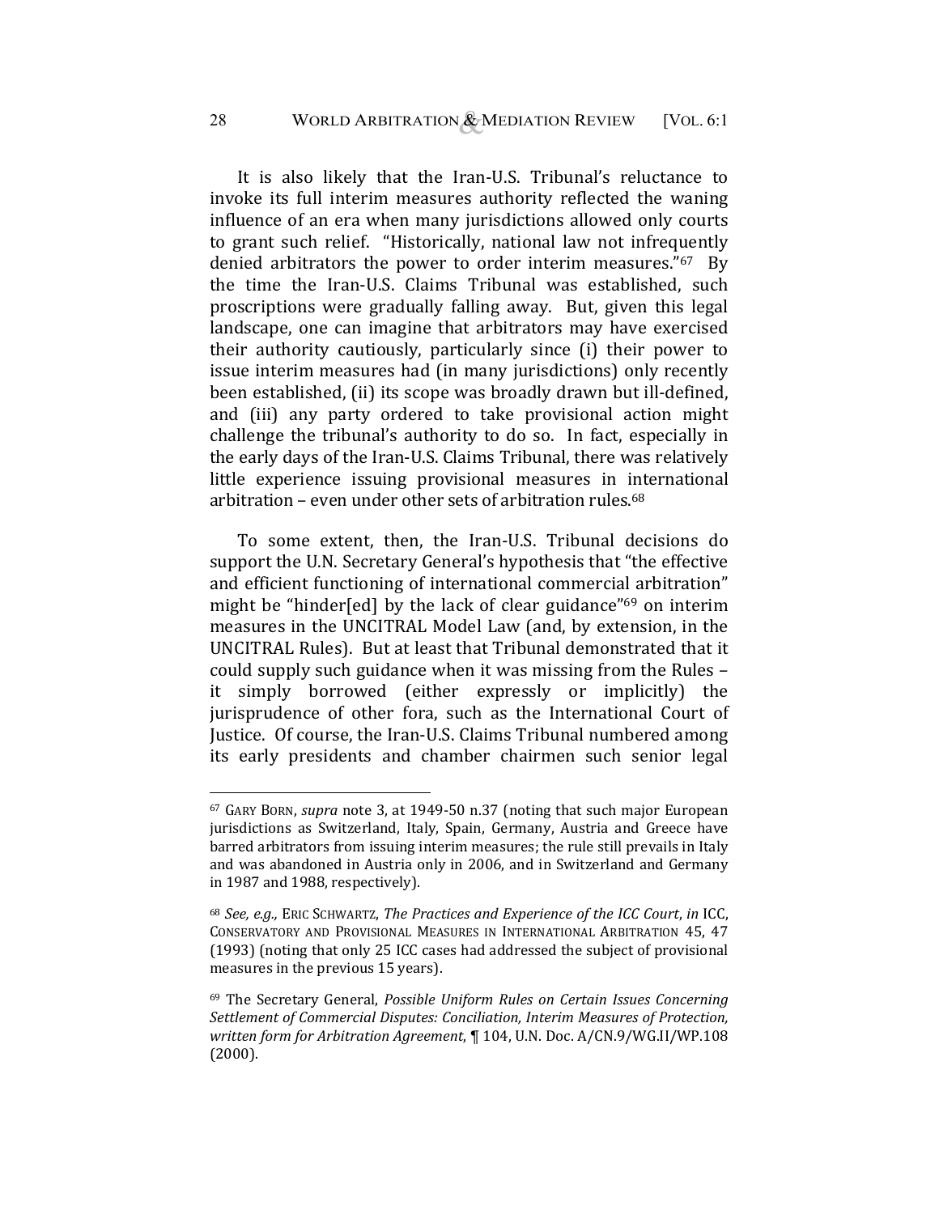It is also likely that the Iran-U.S. Tribunal's reluctance to invoke its full interim measures authority reflected the waning influence of an era when many jurisdictions allowed only courts to grant such relief. "Historically, national law not infrequently denied arbitrators the power to order interim measures."[67] By the time the Iran-U.S. Claims Tribunal was established, such proscriptions were gradually falling away. But, given this legal landscape, one can imagine that arbitrators may have exercised their authority cautiously, particularly since (i) their power to issue interim measures had (in many jurisdictions) only recently been established, (ii) its scope was broadly drawn but ill-defined, and (iii) any party ordered to take provisional action might challenge the tribunal's authority to do so. In fact, especially in the early days of the Iran-U.S. Claims Tribunal, there was relatively little experience issuing provisional measures in international arbitration – even under other sets of arbitration rules.[68]

To some extent, then, the Iran-U.S. Tribunal decisions do support the U.N. Secretary General's hypothesis that "the effective and efficient functioning of international commercial arbitration" might be "hinder[ed] by the lack of clear guidance"[69] on interim measures in the UNCITRAL Model Law (and, by extension, in the UNCITRAL Rules). But at least that Tribunal demonstrated that it could supply such guidance when it was missing from the Rules – it simply borrowed (either expressly or implicitly) the jurisprudence of other fora, such as the International Court of Justice. Of course, the Iran-U.S. Claims Tribunal numbered among its early presidents and chamber chairmen such senior legal

---

[67] GARY BORN, *supra* note 3, at 1949-50 n.37 (noting that such major European jurisdictions as Switzerland, Italy, Spain, Germany, Austria and Greece have barred arbitrators from issuing interim measures; the rule still prevails in Italy and was abandoned in Austria only in 2006, and in Switzerland and Germany in 1987 and 1988, respectively).

[68] *See, e.g.,* ERIC SCHWARTZ, *The Practices and Experience of the ICC Court*, *in* ICC, CONSERVATORY AND PROVISIONAL MEASURES IN INTERNATIONAL ARBITRATION 45, 47 (1993) (noting that only 25 ICC cases had addressed the subject of provisional measures in the previous 15 years).

[69] The Secretary General, *Possible Uniform Rules on Certain Issues Concerning Settlement of Commercial Disputes: Conciliation, Interim Measures of Protection, written form for Arbitration Agreement*, ¶ 104, U.N. Doc. A/CN.9/WG.II/WP.108 (2000).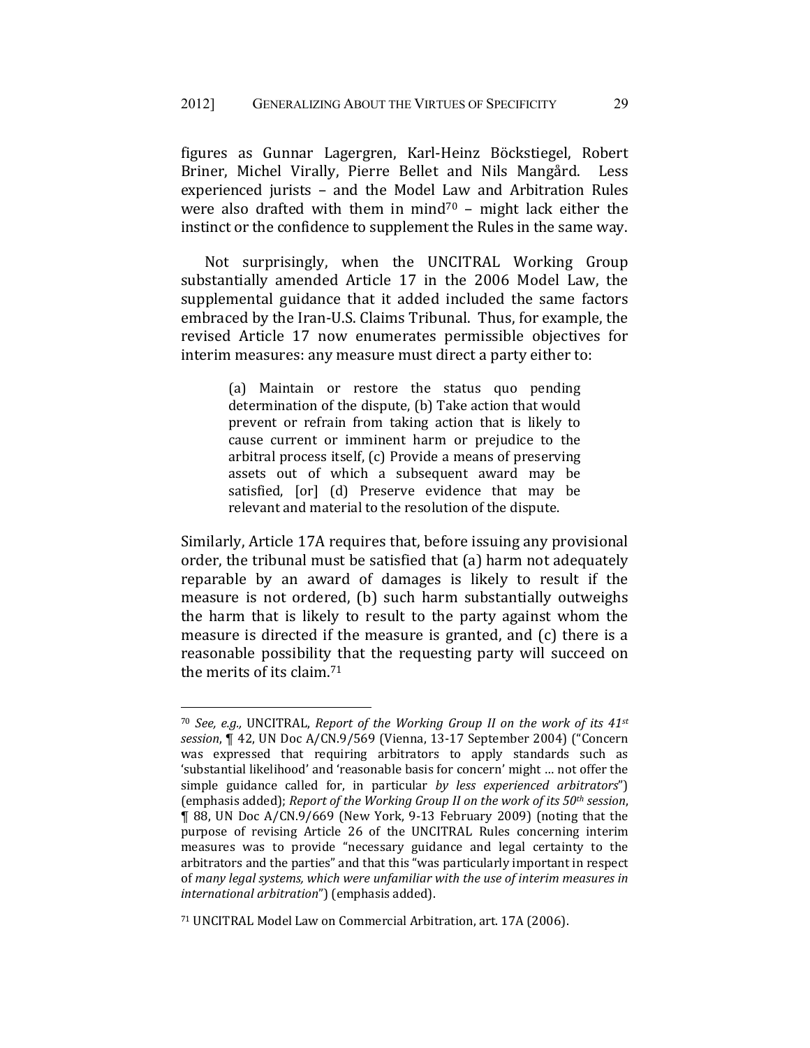figures as Gunnar Lagergren, Karl-Heinz Böckstiegel, Robert Briner, Michel Virally, Pierre Bellet and Nils Mangård. Less experienced jurists – and the Model Law and Arbitration Rules were also drafted with them in mind[70] – might lack either the instinct or the confidence to supplement the Rules in the same way.

Not surprisingly, when the UNCITRAL Working Group substantially amended Article 17 in the 2006 Model Law, the supplemental guidance that it added included the same factors embraced by the Iran-U.S. Claims Tribunal. Thus, for example, the revised Article 17 now enumerates permissible objectives for interim measures: any measure must direct a party either to:

> (a) Maintain or restore the status quo pending determination of the dispute, (b) Take action that would prevent or refrain from taking action that is likely to cause current or imminent harm or prejudice to the arbitral process itself, (c) Provide a means of preserving assets out of which a subsequent award may be satisfied, [or] (d) Preserve evidence that may be relevant and material to the resolution of the dispute.

Similarly, Article 17A requires that, before issuing any provisional order, the tribunal must be satisfied that (a) harm not adequately reparable by an award of damages is likely to result if the measure is not ordered, (b) such harm substantially outweighs the harm that is likely to result to the party against whom the measure is directed if the measure is granted, and (c) there is a reasonable possibility that the requesting party will succeed on the merits of its claim.[71]

---

[70] *See, e.g.,* UNCITRAL, *Report of the Working Group II on the work of its 41st session*, ¶ 42, UN Doc A/CN.9/569 (Vienna, 13-17 September 2004) ("Concern was expressed that requiring arbitrators to apply standards such as 'substantial likelihood' and 'reasonable basis for concern' might … not offer the simple guidance called for, in particular *by less experienced arbitrators*") (emphasis added); *Report of the Working Group II on the work of its 50th session*, ¶ 88, UN Doc A/CN.9/669 (New York, 9-13 February 2009) (noting that the purpose of revising Article 26 of the UNCITRAL Rules concerning interim measures was to provide "necessary guidance and legal certainty to the arbitrators and the parties" and that this "was particularly important in respect of *many legal systems, which were unfamiliar with the use of interim measures in international arbitration*") (emphasis added).

[71] UNCITRAL Model Law on Commercial Arbitration, art. 17A (2006).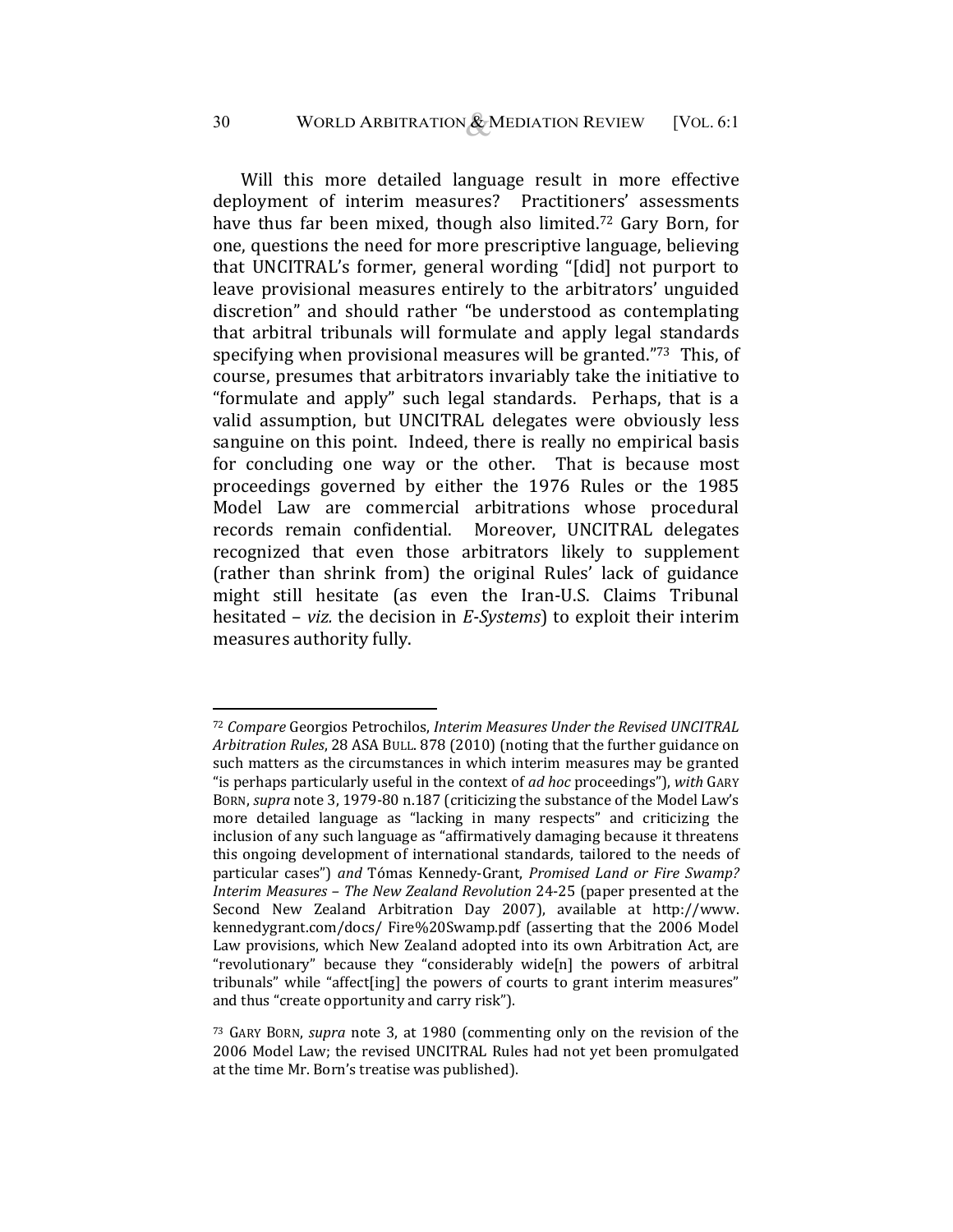Will this more detailed language result in more effective deployment of interim measures? Practitioners' assessments have thus far been mixed, though also limited.[72] Gary Born, for one, questions the need for more prescriptive language, believing that UNCITRAL's former, general wording "[did] not purport to leave provisional measures entirely to the arbitrators' unguided discretion" and should rather "be understood as contemplating that arbitral tribunals will formulate and apply legal standards specifying when provisional measures will be granted."[73] This, of course, presumes that arbitrators invariably take the initiative to "formulate and apply" such legal standards. Perhaps, that is a valid assumption, but UNCITRAL delegates were obviously less sanguine on this point. Indeed, there is really no empirical basis for concluding one way or the other. That is because most proceedings governed by either the 1976 Rules or the 1985 Model Law are commercial arbitrations whose procedural records remain confidential. Moreover, UNCITRAL delegates recognized that even those arbitrators likely to supplement (rather than shrink from) the original Rules' lack of guidance might still hesitate (as even the Iran-U.S. Claims Tribunal hesitated – *viz.* the decision in *E-Systems*) to exploit their interim measures authority fully.

---

[72] *Compare* Georgios Petrochilos, *Interim Measures Under the Revised UNCITRAL Arbitration Rules*, 28 ASA BULL. 878 (2010) (noting that the further guidance on such matters as the circumstances in which interim measures may be granted "is perhaps particularly useful in the context of *ad hoc* proceedings"), *with* GARY BORN, *supra* note 3, 1979-80 n.187 (criticizing the substance of the Model Law's more detailed language as "lacking in many respects" and criticizing the inclusion of any such language as "affirmatively damaging because it threatens this ongoing development of international standards, tailored to the needs of particular cases") *and* Tómas Kennedy-Grant, *Promised Land or Fire Swamp? Interim Measures – The New Zealand Revolution* 24-25 (paper presented at the Second New Zealand Arbitration Day 2007), available at http://www.kennedygrant.com/docs/ Fire%20Swamp.pdf (asserting that the 2006 Model Law provisions, which New Zealand adopted into its own Arbitration Act, are "revolutionary" because they "considerably wide[n] the powers of arbitral tribunals" while "affect[ing] the powers of courts to grant interim measures" and thus "create opportunity and carry risk").

[73] GARY BORN, *supra* note 3, at 1980 (commenting only on the revision of the 2006 Model Law; the revised UNCITRAL Rules had not yet been promulgated at the time Mr. Born's treatise was published).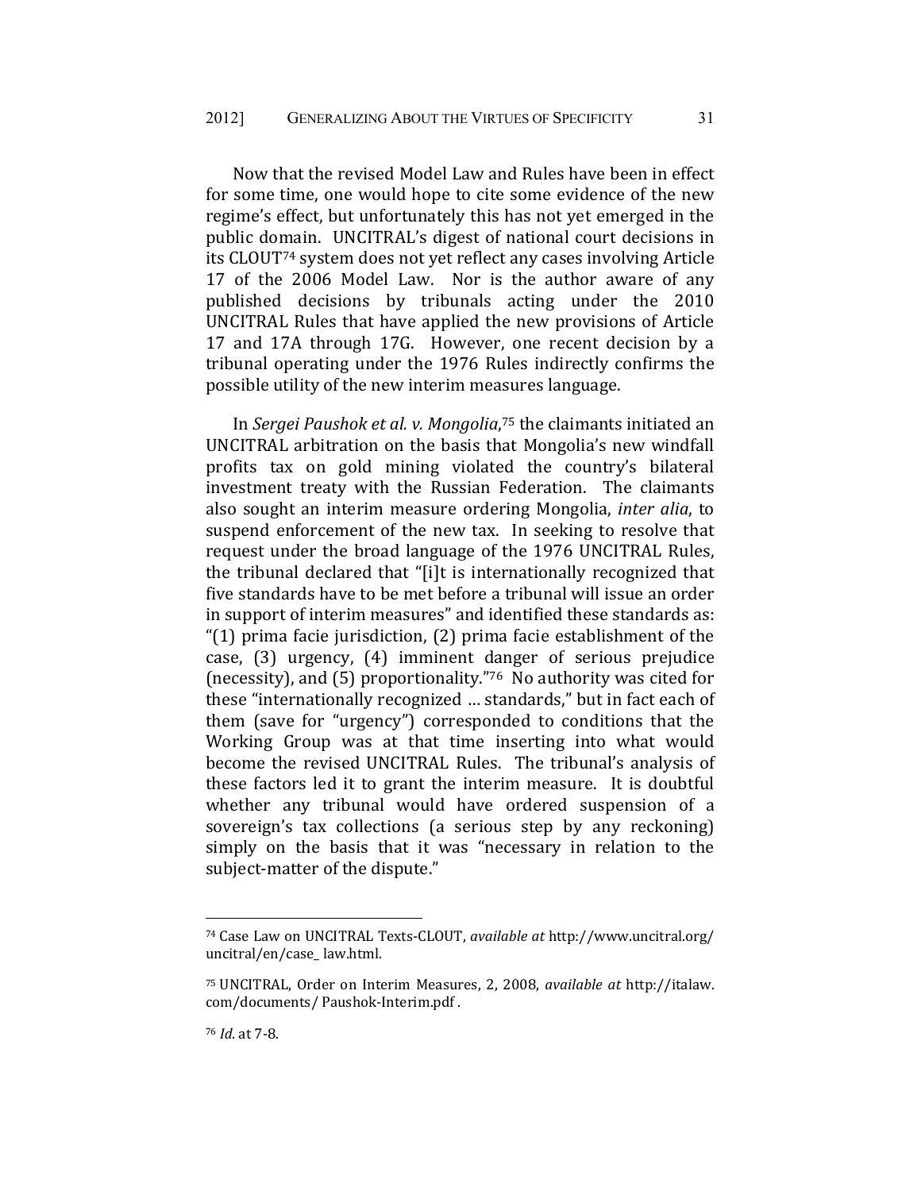Now that the revised Model Law and Rules have been in effect for some time, one would hope to cite some evidence of the new regime's effect, but unfortunately this has not yet emerged in the public domain. UNCITRAL's digest of national court decisions in its CLOUT[74] system does not yet reflect any cases involving Article 17 of the 2006 Model Law. Nor is the author aware of any published decisions by tribunals acting under the 2010 UNCITRAL Rules that have applied the new provisions of Article 17 and 17A through 17G. However, one recent decision by a tribunal operating under the 1976 Rules indirectly confirms the possible utility of the new interim measures language.

In *Sergei Paushok et al. v. Mongolia*,[75] the claimants initiated an UNCITRAL arbitration on the basis that Mongolia's new windfall profits tax on gold mining violated the country's bilateral investment treaty with the Russian Federation. The claimants also sought an interim measure ordering Mongolia, *inter alia*, to suspend enforcement of the new tax. In seeking to resolve that request under the broad language of the 1976 UNCITRAL Rules, the tribunal declared that "[i]t is internationally recognized that five standards have to be met before a tribunal will issue an order in support of interim measures" and identified these standards as: "(1) prima facie jurisdiction, (2) prima facie establishment of the case, (3) urgency, (4) imminent danger of serious prejudice (necessity), and (5) proportionality."[76] No authority was cited for these "internationally recognized … standards," but in fact each of them (save for "urgency") corresponded to conditions that the Working Group was at that time inserting into what would become the revised UNCITRAL Rules. The tribunal's analysis of these factors led it to grant the interim measure. It is doubtful whether any tribunal would have ordered suspension of a sovereign's tax collections (a serious step by any reckoning) simply on the basis that it was "necessary in relation to the subject-matter of the dispute."

---

[74] Case Law on UNCITRAL Texts-CLOUT, *available at* http://www.uncitral.org/uncitral/en/case_ law.html.

[75] UNCITRAL, Order on Interim Measures, 2, 2008, *available at* http://italaw.com/documents/ Paushok-Interim.pdf .

[76] *Id*. at 7-8.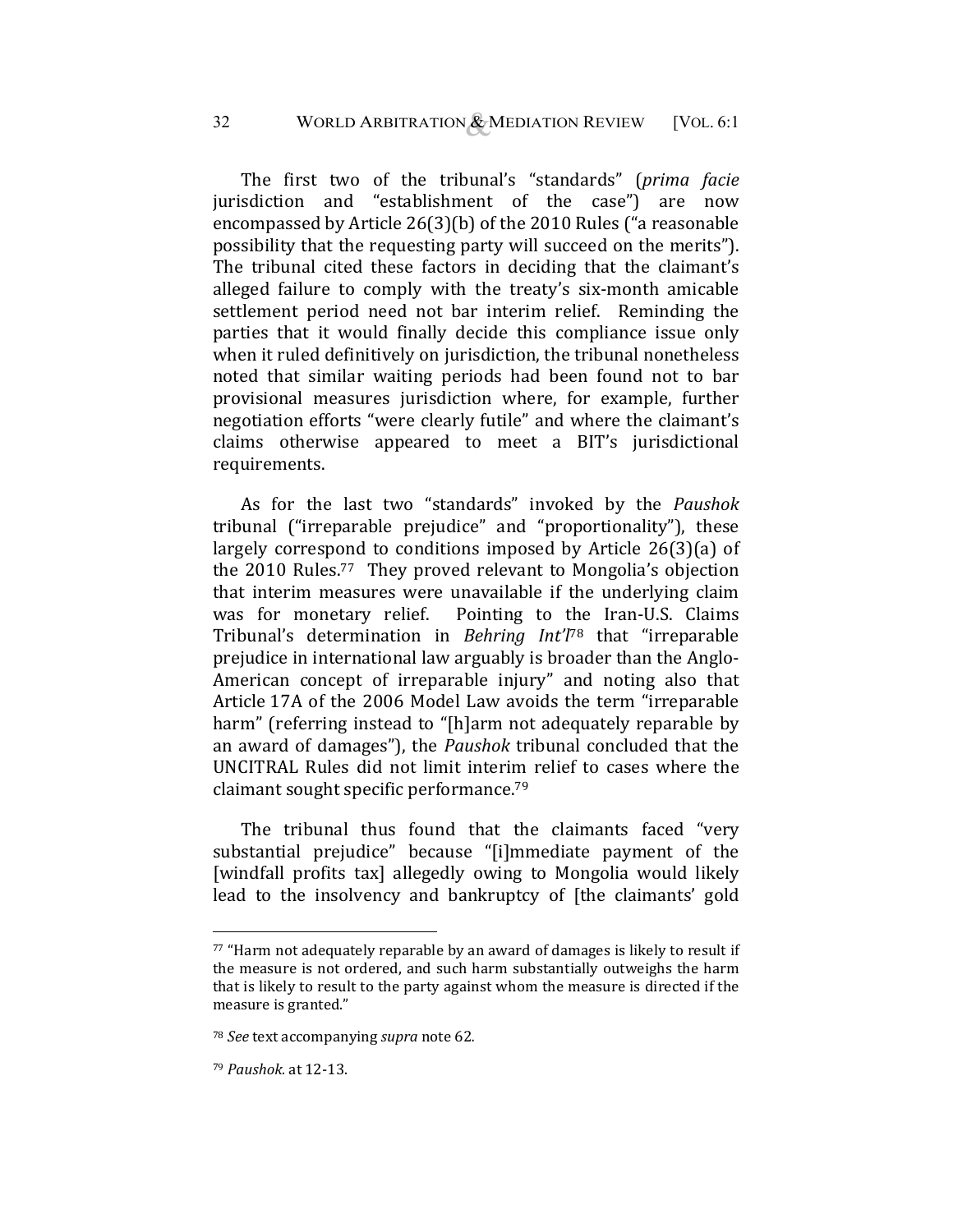The first two of the tribunal's "standards" (*prima facie* jurisdiction and "establishment of the case") are now encompassed by Article 26(3)(b) of the 2010 Rules ("a reasonable possibility that the requesting party will succeed on the merits"). The tribunal cited these factors in deciding that the claimant's alleged failure to comply with the treaty's six-month amicable settlement period need not bar interim relief. Reminding the parties that it would finally decide this compliance issue only when it ruled definitively on jurisdiction, the tribunal nonetheless noted that similar waiting periods had been found not to bar provisional measures jurisdiction where, for example, further negotiation efforts "were clearly futile" and where the claimant's claims otherwise appeared to meet a BIT's jurisdictional requirements.

As for the last two "standards" invoked by the *Paushok* tribunal ("irreparable prejudice" and "proportionality"), these largely correspond to conditions imposed by Article 26(3)(a) of the 2010 Rules.[77] They proved relevant to Mongolia's objection that interim measures were unavailable if the underlying claim was for monetary relief. Pointing to the Iran-U.S. Claims Tribunal's determination in *Behring Int'l*[78] that "irreparable prejudice in international law arguably is broader than the Anglo-American concept of irreparable injury" and noting also that Article 17A of the 2006 Model Law avoids the term "irreparable harm" (referring instead to "[h]arm not adequately reparable by an award of damages"), the *Paushok* tribunal concluded that the UNCITRAL Rules did not limit interim relief to cases where the claimant sought specific performance.[79]

The tribunal thus found that the claimants faced "very substantial prejudice" because "[i]mmediate payment of the [windfall profits tax] allegedly owing to Mongolia would likely lead to the insolvency and bankruptcy of [the claimants' gold

---

[77] "Harm not adequately reparable by an award of damages is likely to result if the measure is not ordered, and such harm substantially outweighs the harm that is likely to result to the party against whom the measure is directed if the measure is granted."

[78] *See* text accompanying *supra* note 62.

[79] *Paushok.* at 12-13.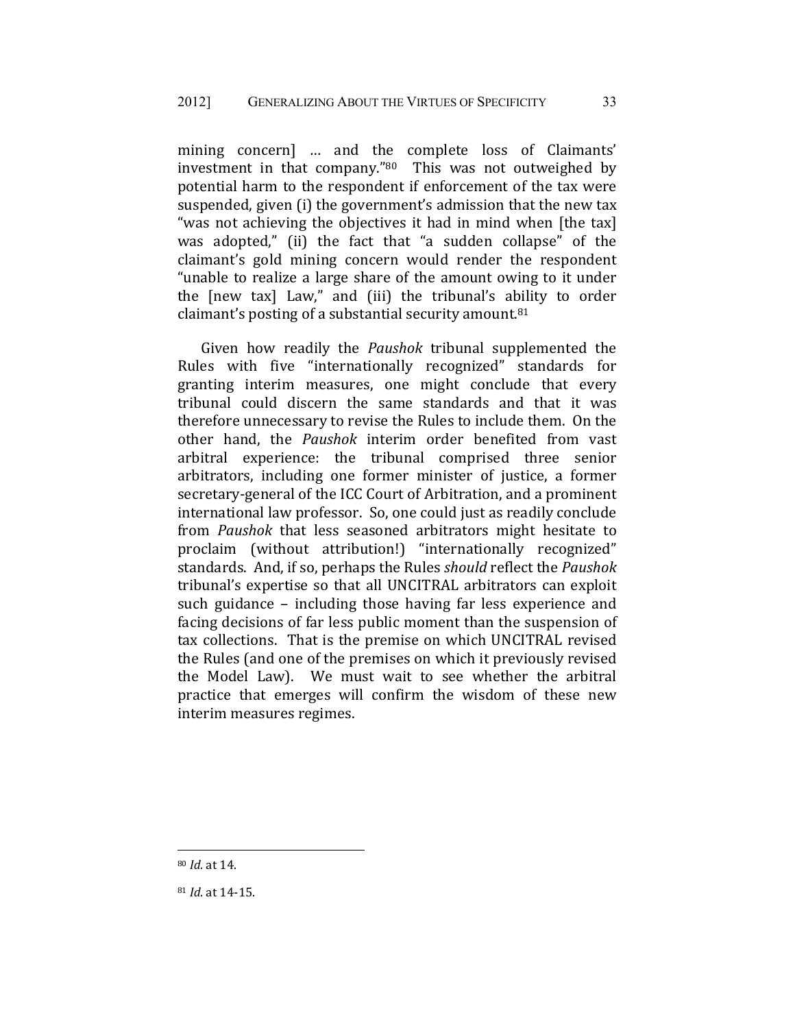mining concern] … and the complete loss of Claimants' investment in that company."[80] This was not outweighed by potential harm to the respondent if enforcement of the tax were suspended, given (i) the government's admission that the new tax "was not achieving the objectives it had in mind when [the tax] was adopted," (ii) the fact that "a sudden collapse" of the claimant's gold mining concern would render the respondent "unable to realize a large share of the amount owing to it under the [new tax] Law," and (iii) the tribunal's ability to order claimant's posting of a substantial security amount.[81]

Given how readily the *Paushok* tribunal supplemented the Rules with five "internationally recognized" standards for granting interim measures, one might conclude that every tribunal could discern the same standards and that it was therefore unnecessary to revise the Rules to include them. On the other hand, the *Paushok* interim order benefited from vast arbitral experience: the tribunal comprised three senior arbitrators, including one former minister of justice, a former secretary-general of the ICC Court of Arbitration, and a prominent international law professor. So, one could just as readily conclude from *Paushok* that less seasoned arbitrators might hesitate to proclaim (without attribution!) "internationally recognized" standards. And, if so, perhaps the Rules *should* reflect the *Paushok* tribunal's expertise so that all UNCITRAL arbitrators can exploit such guidance – including those having far less experience and facing decisions of far less public moment than the suspension of tax collections. That is the premise on which UNCITRAL revised the Rules (and one of the premises on which it previously revised the Model Law). We must wait to see whether the arbitral practice that emerges will confirm the wisdom of these new interim measures regimes.

---

[80] *Id.* at 14.

[81] *Id.* at 14-15.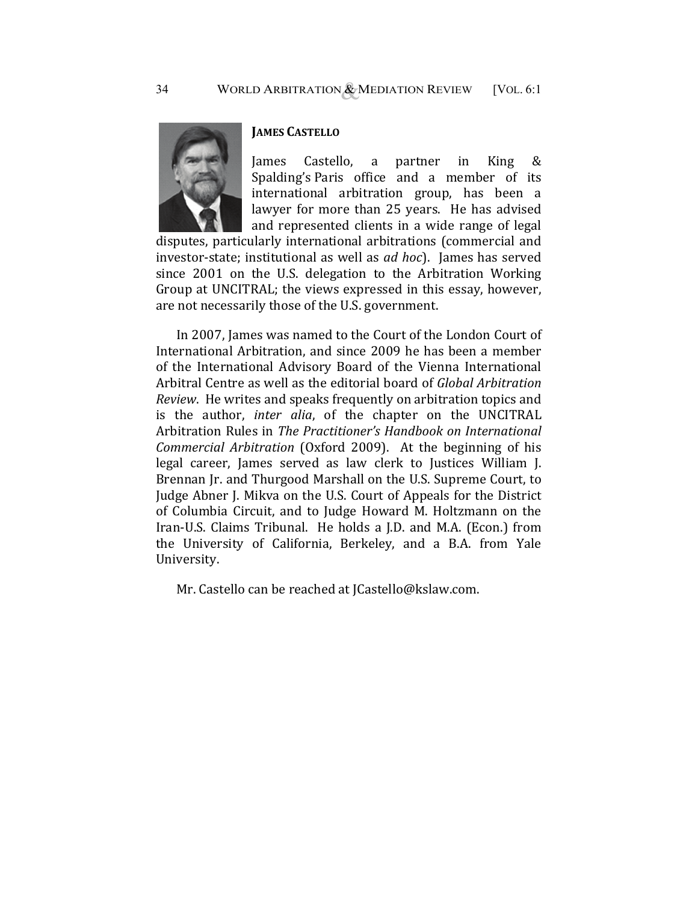**JAMES CASTELLO**

James Castello, a partner in King & Spalding's Paris office and a member of its international arbitration group, has been a lawyer for more than 25 years. He has advised and represented clients in a wide range of legal disputes, particularly international arbitrations (commercial and investor-state; institutional as well as *ad hoc*). James has served since 2001 on the U.S. delegation to the Arbitration Working Group at UNCITRAL; the views expressed in this essay, however, are not necessarily those of the U.S. government.

In 2007, James was named to the Court of the London Court of International Arbitration, and since 2009 he has been a member of the International Advisory Board of the Vienna International Arbitral Centre as well as the editorial board of *Global Arbitration Review*. He writes and speaks frequently on arbitration topics and is the author, *inter alia*, of the chapter on the UNCITRAL Arbitration Rules in *The Practitioner's Handbook on International Commercial Arbitration* (Oxford 2009). At the beginning of his legal career, James served as law clerk to Justices William J. Brennan Jr. and Thurgood Marshall on the U.S. Supreme Court, to Judge Abner J. Mikva on the U.S. Court of Appeals for the District of Columbia Circuit, and to Judge Howard M. Holtzmann on the Iran-U.S. Claims Tribunal. He holds a J.D. and M.A. (Econ.) from the University of California, Berkeley, and a B.A. from Yale University.

Mr. Castello can be reached at JCastello@kslaw.com.